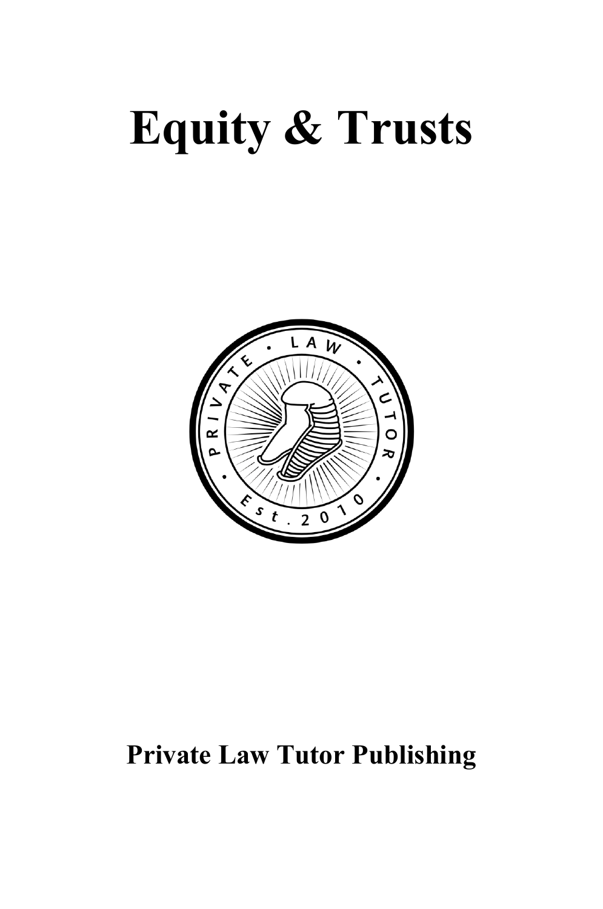# Equity & Trusts

**Private Law Tutor Publishing**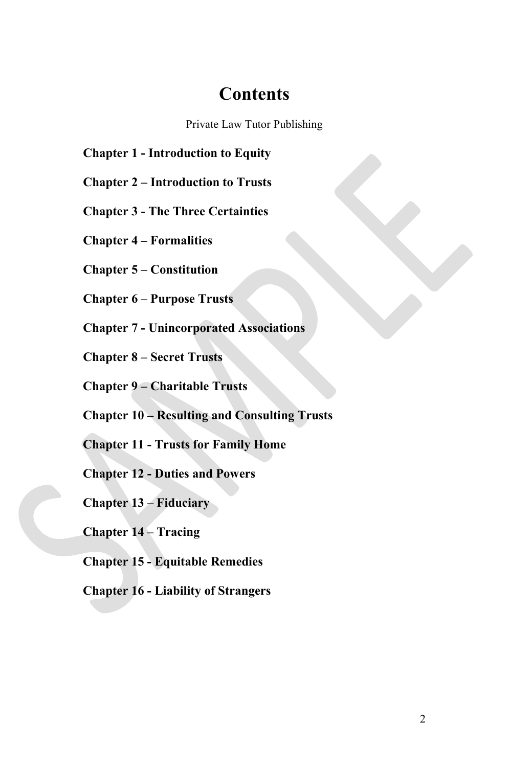# Contents

Private Law Tutor Publishing

**Chapter 1 - Introduction to Equity**

**Chapter 2 – Introduction to Trusts**

**Chapter 3 - The Three Certainties**

**Chapter 4 – Formalities**

**Chapter 5 – Constitution**

**Chapter 6 – Purpose Trusts**

**Chapter 7 - Unincorporated Associations**

**Chapter 8 – Secret Trusts**

**Chapter 9 – Charitable Trusts**

**Chapter 10 – Resulting and Consulting Trusts**

**Chapter 11 - Trusts for Family Home**

**Chapter 12 - Duties and Powers**

**Chapter 13 – Fiduciary**

**Chapter 14 – Tracing**

**Chapter 15 - Equitable Remedies**

**Chapter 16 - Liability of Strangers**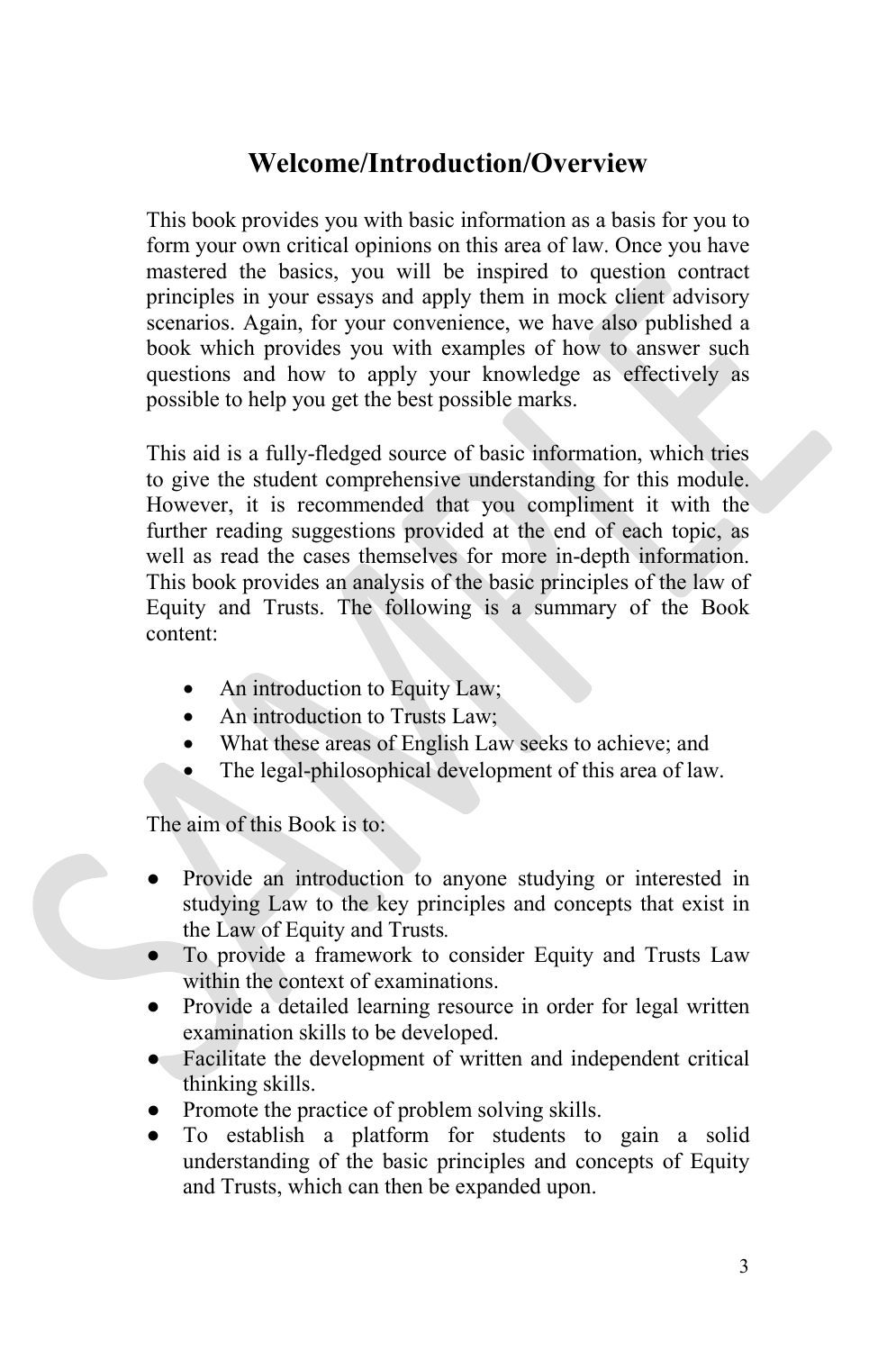# Welcome/Introduction/Overview

This book provides you with basic information as a basis for you to form your own critical opinions on this area of law. Once you have mastered the basics, you will be inspired to question contract principles in your essays and apply them in mock client advisory scenarios. Again, for your convenience, we have also published a book which provides you with examples of how to answer such questions and how to apply your knowledge as effectively as possible to help you get the best possible marks.

This aid is a fully-fledged source of basic information, which tries to give the student comprehensive understanding for this module. However, it is recommended that you compliment it with the further reading suggestions provided at the end of each topic, as well as read the cases themselves for more in-depth information. This book provides an analysis of the basic principles of the law of Equity and Trusts. The following is a summary of the Book content:

- An introduction to Equity Law;
- An introduction to Trusts Law;
- What these areas of English Law seeks to achieve; and
- The legal-philosophical development of this area of law.

The aim of this Book is to:

- Provide an introduction to anyone studying or interested in studying Law to the key principles and concepts that exist in the Law of Equity and Trusts.
- To provide a framework to consider Equity and Trusts Law within the context of examinations.
- Provide a detailed learning resource in order for legal written examination skills to be developed.
- Facilitate the development of written and independent critical thinking skills.
- Promote the practice of problem solving skills.
- To establish a platform for students to gain a solid understanding of the basic principles and concepts of Equity and Trusts, which can then be expanded upon.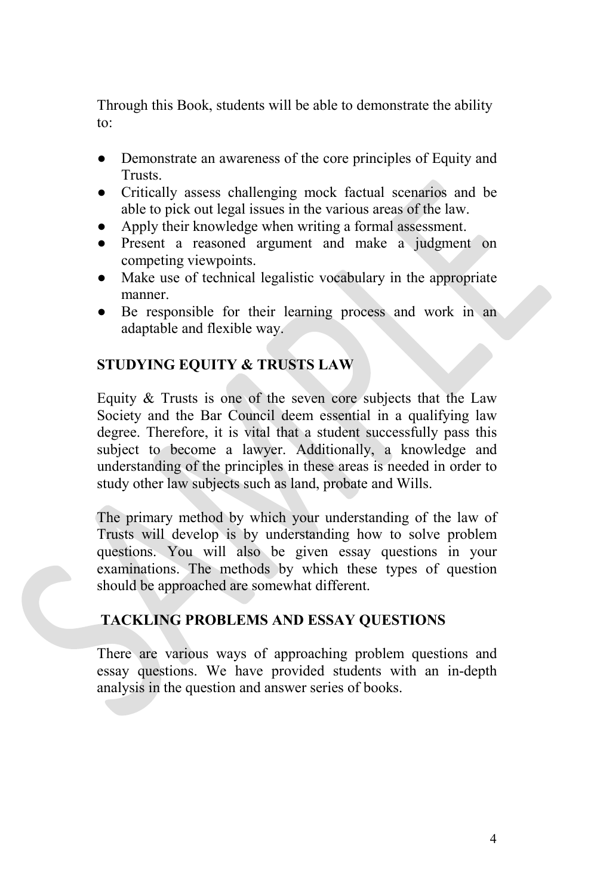Through this Book, students will be able to demonstrate the ability to:

- Demonstrate an awareness of the core principles of Equity and Trusts.
- Critically assess challenging mock factual scenarios and be able to pick out legal issues in the various areas of the law.
- Apply their knowledge when writing a formal assessment.
- Present a reasoned argument and make a judgment on competing viewpoints.
- Make use of technical legalistic vocabulary in the appropriate manner.
- Be responsible for their learning process and work in an adaptable and flexible way.

## STUDYING EQUITY & TRUSTS LAW

Equity & Trusts is one of the seven core subjects that the Law Society and the Bar Council deem essential in a qualifying law degree. Therefore, it is vital that a student successfully pass this subject to become a lawyer. Additionally, a knowledge and understanding of the principles in these areas is needed in order to study other law subjects such as land, probate and Wills.

The primary method by which your understanding of the law of Trusts will develop is by understanding how to solve problem questions. You will also be given essay questions in your examinations. The methods by which these types of question should be approached are somewhat different.

## TACKLING PROBLEMS AND ESSAY QUESTIONS

There are various ways of approaching problem questions and essay questions. We have provided students with an in-depth analysis in the question and answer series of books.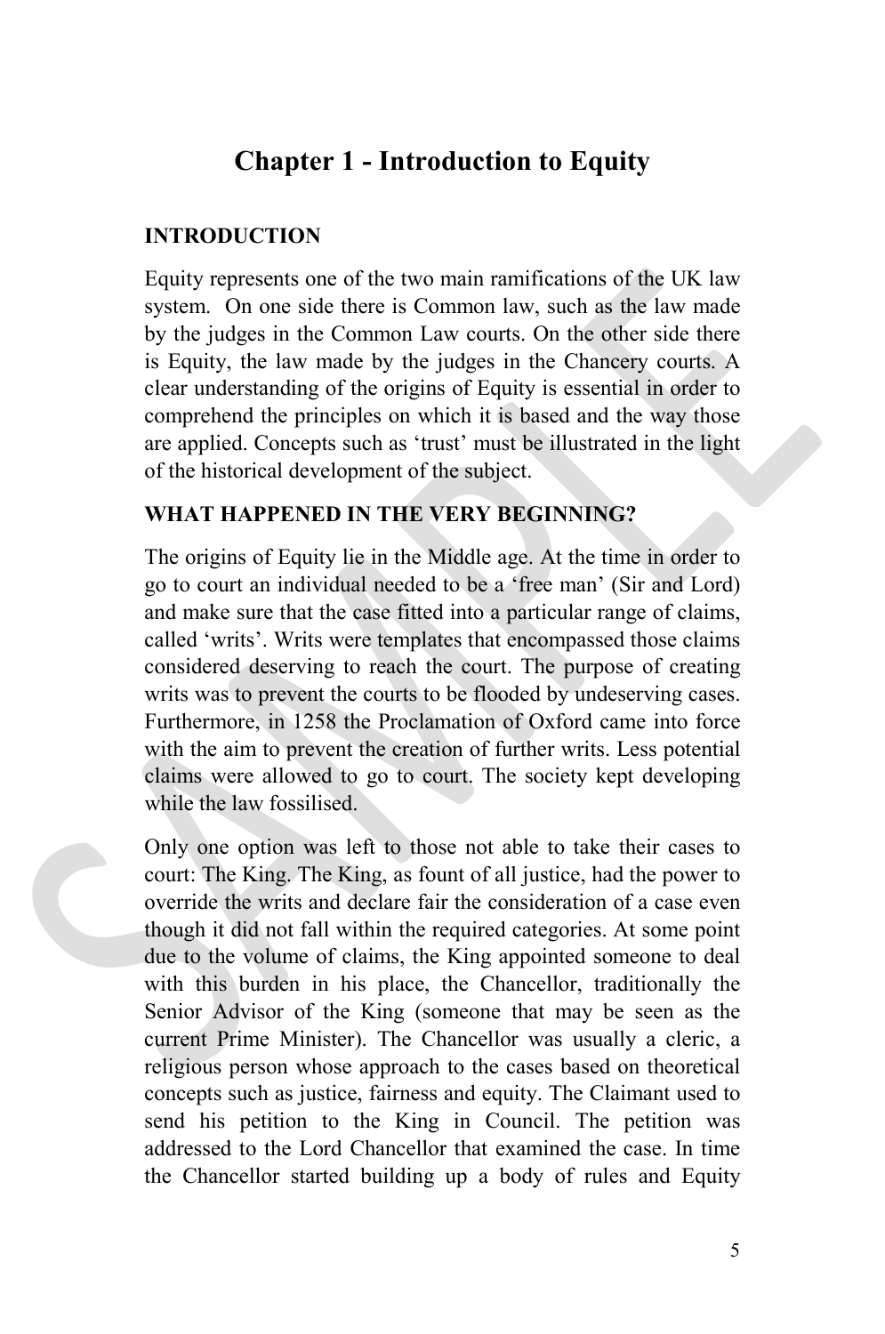# Chapter 1 - Introduction to Equity

## INTRODUCTION

Equity represents one of the two main ramifications of the UK law system. On one side there is Common law, such as the law made by the judges in the Common Law courts. On the other side there is Equity, the law made by the judges in the Chancery courts. A clear understanding of the origins of Equity is essential in order to comprehend the principles on which it is based and the way those are applied. Concepts such as 'trust' must be illustrated in the light of the historical development of the subject.

## WHAT HAPPENED IN THE VERY BEGINNING?

The origins of Equity lie in the Middle age. At the time in order to go to court an individual needed to be a 'free man' (Sir and Lord) and make sure that the case fitted into a particular range of claims, called 'writs'. Writs were templates that encompassed those claims considered deserving to reach the court. The purpose of creating writs was to prevent the courts to be flooded by undeserving cases. Furthermore, in 1258 the Proclamation of Oxford came into force with the aim to prevent the creation of further writs. Less potential claims were allowed to go to court. The society kept developing while the law fossilised.

Only one option was left to those not able to take their cases to court: The King. The King, as fount of all justice, had the power to override the writs and declare fair the consideration of a case even though it did not fall within the required categories. At some point due to the volume of claims, the King appointed someone to deal with this burden in his place, the Chancellor, traditionally the Senior Advisor of the King (someone that may be seen as the current Prime Minister). The Chancellor was usually a cleric, a religious person whose approach to the cases based on theoretical concepts such as justice, fairness and equity. The Claimant used to send his petition to the King in Council. The petition was addressed to the Lord Chancellor that examined the case. In time the Chancellor started building up a body of rules and Equity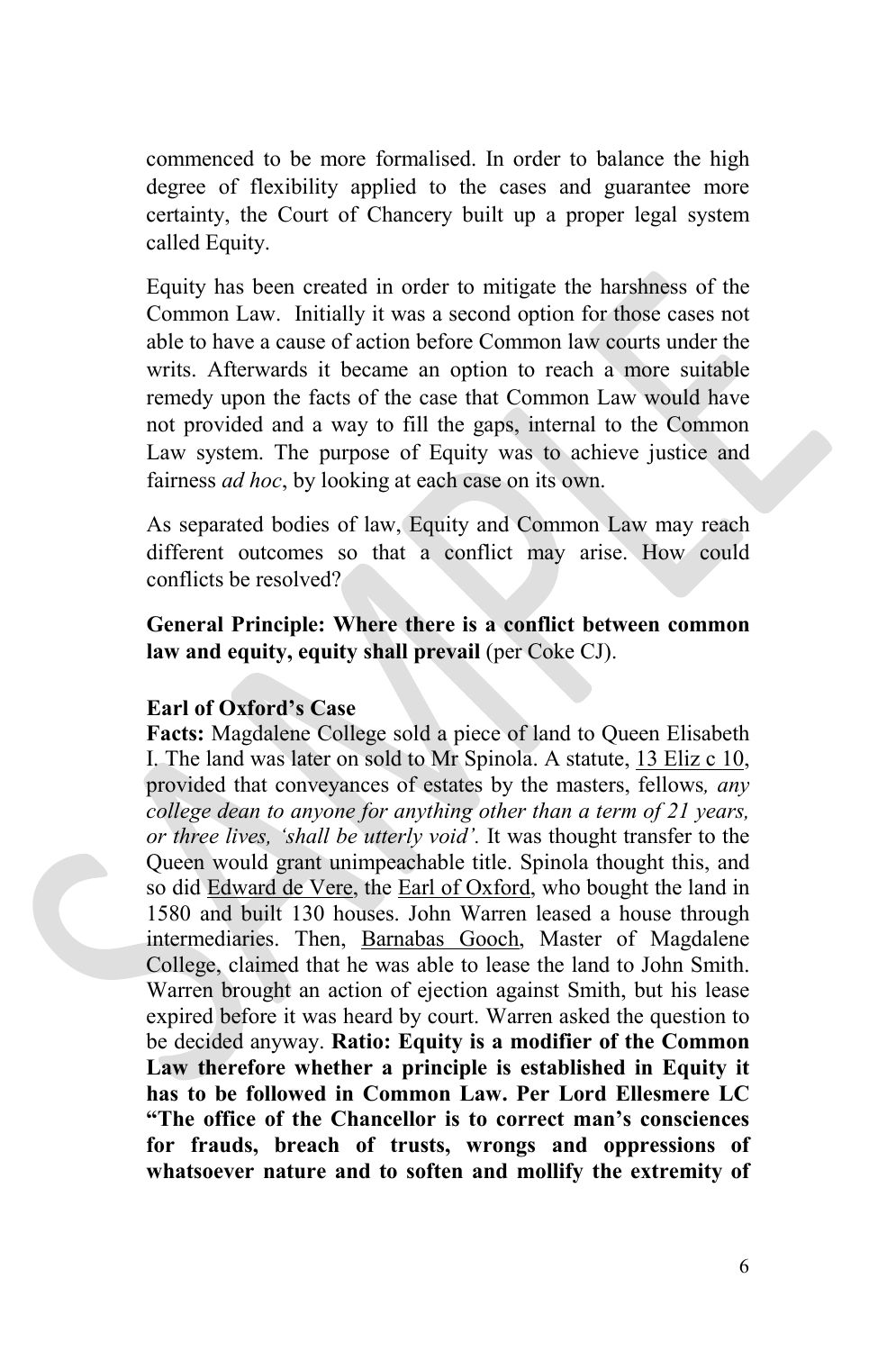commenced to be more formalised. In order to balance the high degree of flexibility applied to the cases and guarantee more certainty, the Court of Chancery built up a proper legal system called Equity.

Equity has been created in order to mitigate the harshness of the Common Law. Initially it was a second option for those cases not able to have a cause of action before Common law courts under the writs. Afterwards it became an option to reach a more suitable remedy upon the facts of the case that Common Law would have not provided and a way to fill the gaps, internal to the Common Law system. The purpose of Equity was to achieve justice and fairness *ad hoc*, by looking at each case on its own.

As separated bodies of law, Equity and Common Law may reach different outcomes so that a conflict may arise. How could conflicts be resolved?

**General Principle: Where there is a conflict between common law and equity, equity shall prevail** (per Coke CJ).

**Earl of Oxford's Case**
**Facts:** Magdalene College sold a piece of land to Queen Elisabeth I. The land was later on sold to Mr Spinola. A statute, 13 Eliz c 10, provided that conveyances of estates by the masters, fellows*, any college dean to anyone for anything other than a term of 21 years, or three lives, 'shall be utterly void'.* It was thought transfer to the Queen would grant unimpeachable title. Spinola thought this, and so did Edward de Vere, the Earl of Oxford, who bought the land in 1580 and built 130 houses. John Warren leased a house through intermediaries. Then, Barnabas Gooch, Master of Magdalene College, claimed that he was able to lease the land to John Smith. Warren brought an action of ejection against Smith, but his lease expired before it was heard by court. Warren asked the question to be decided anyway. **Ratio: Equity is a modifier of the Common Law therefore whether a principle is established in Equity it has to be followed in Common Law. Per Lord Ellesmere LC "The office of the Chancellor is to correct man's consciences for frauds, breach of trusts, wrongs and oppressions of whatsoever nature and to soften and mollify the extremity of**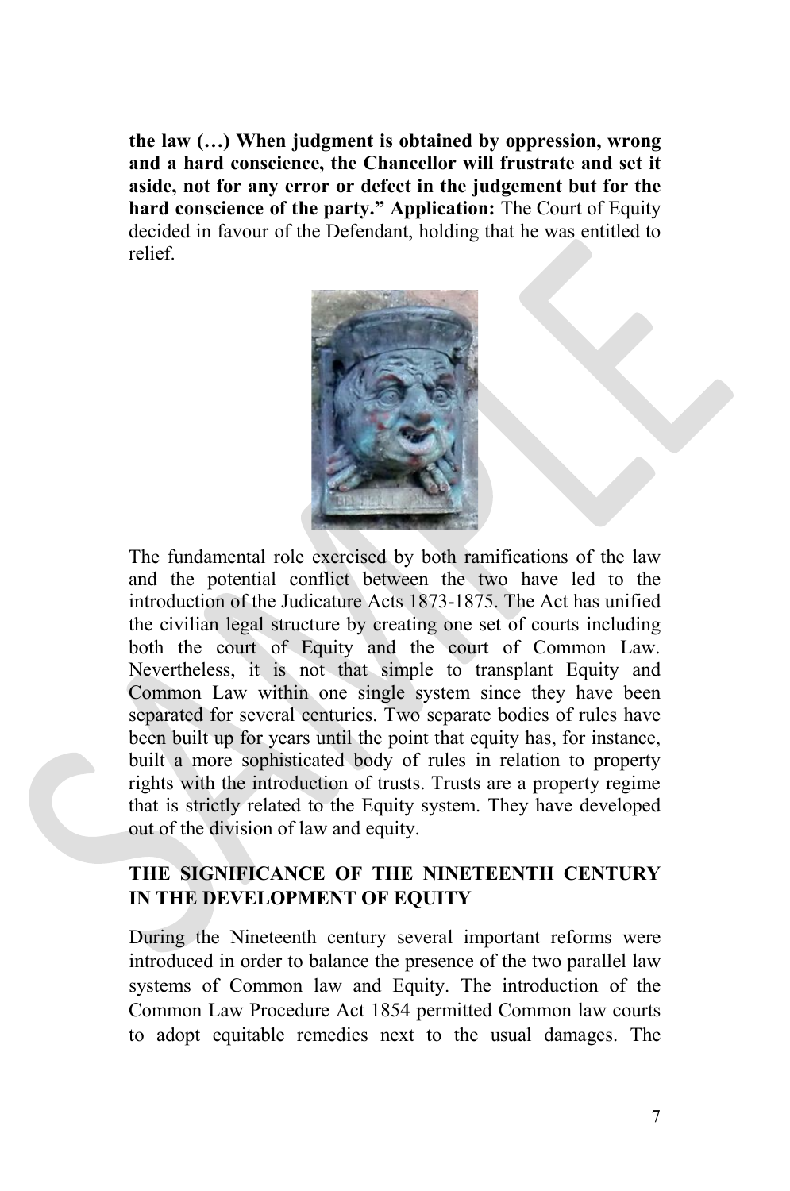**the law (…) When judgment is obtained by oppression, wrong and a hard conscience, the Chancellor will frustrate and set it aside, not for any error or defect in the judgement but for the hard conscience of the party." Application:** The Court of Equity decided in favour of the Defendant, holding that he was entitled to relief.

The fundamental role exercised by both ramifications of the law and the potential conflict between the two have led to the introduction of the Judicature Acts 1873-1875. The Act has unified the civilian legal structure by creating one set of courts including both the court of Equity and the court of Common Law. Nevertheless, it is not that simple to transplant Equity and Common Law within one single system since they have been separated for several centuries. Two separate bodies of rules have been built up for years until the point that equity has, for instance, built a more sophisticated body of rules in relation to property rights with the introduction of trusts. Trusts are a property regime that is strictly related to the Equity system. They have developed out of the division of law and equity.

## THE SIGNIFICANCE OF THE NINETEENTH CENTURY IN THE DEVELOPMENT OF EQUITY

During the Nineteenth century several important reforms were introduced in order to balance the presence of the two parallel law systems of Common law and Equity. The introduction of the Common Law Procedure Act 1854 permitted Common law courts to adopt equitable remedies next to the usual damages. The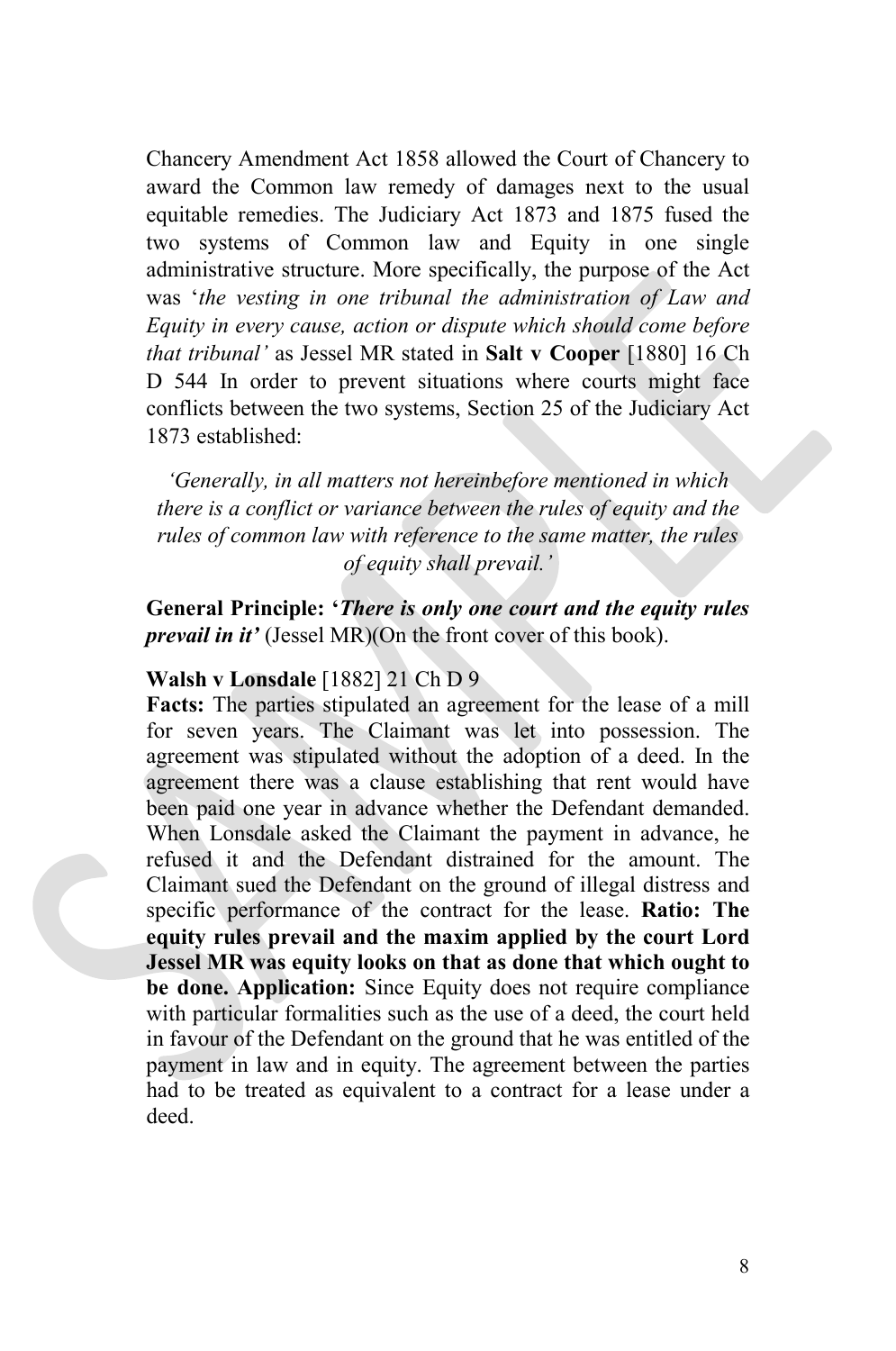Chancery Amendment Act 1858 allowed the Court of Chancery to award the Common law remedy of damages next to the usual equitable remedies. The Judiciary Act 1873 and 1875 fused the two systems of Common law and Equity in one single administrative structure. More specifically, the purpose of the Act was '*the vesting in one tribunal the administration of Law and Equity in every cause, action or dispute which should come before that tribunal'* as Jessel MR stated in **Salt v Cooper** [1880] 16 Ch D 544 In order to prevent situations where courts might face conflicts between the two systems, Section 25 of the Judiciary Act 1873 established:

> *'Generally, in all matters not hereinbefore mentioned in which there is a conflict or variance between the rules of equity and the rules of common law with reference to the same matter, the rules of equity shall prevail.'*

**General Principle: '*There is only one court and the equity rules prevail in it'*** (Jessel MR)(On the front cover of this book).

**Walsh v Lonsdale** [1882] 21 Ch D 9

**Facts:** The parties stipulated an agreement for the lease of a mill for seven years. The Claimant was let into possession. The agreement was stipulated without the adoption of a deed. In the agreement there was a clause establishing that rent would have been paid one year in advance whether the Defendant demanded. When Lonsdale asked the Claimant the payment in advance, he refused it and the Defendant distrained for the amount. The Claimant sued the Defendant on the ground of illegal distress and specific performance of the contract for the lease. **Ratio: The equity rules prevail and the maxim applied by the court Lord Jessel MR was equity looks on that as done that which ought to be done. Application:** Since Equity does not require compliance with particular formalities such as the use of a deed, the court held in favour of the Defendant on the ground that he was entitled of the payment in law and in equity. The agreement between the parties had to be treated as equivalent to a contract for a lease under a deed.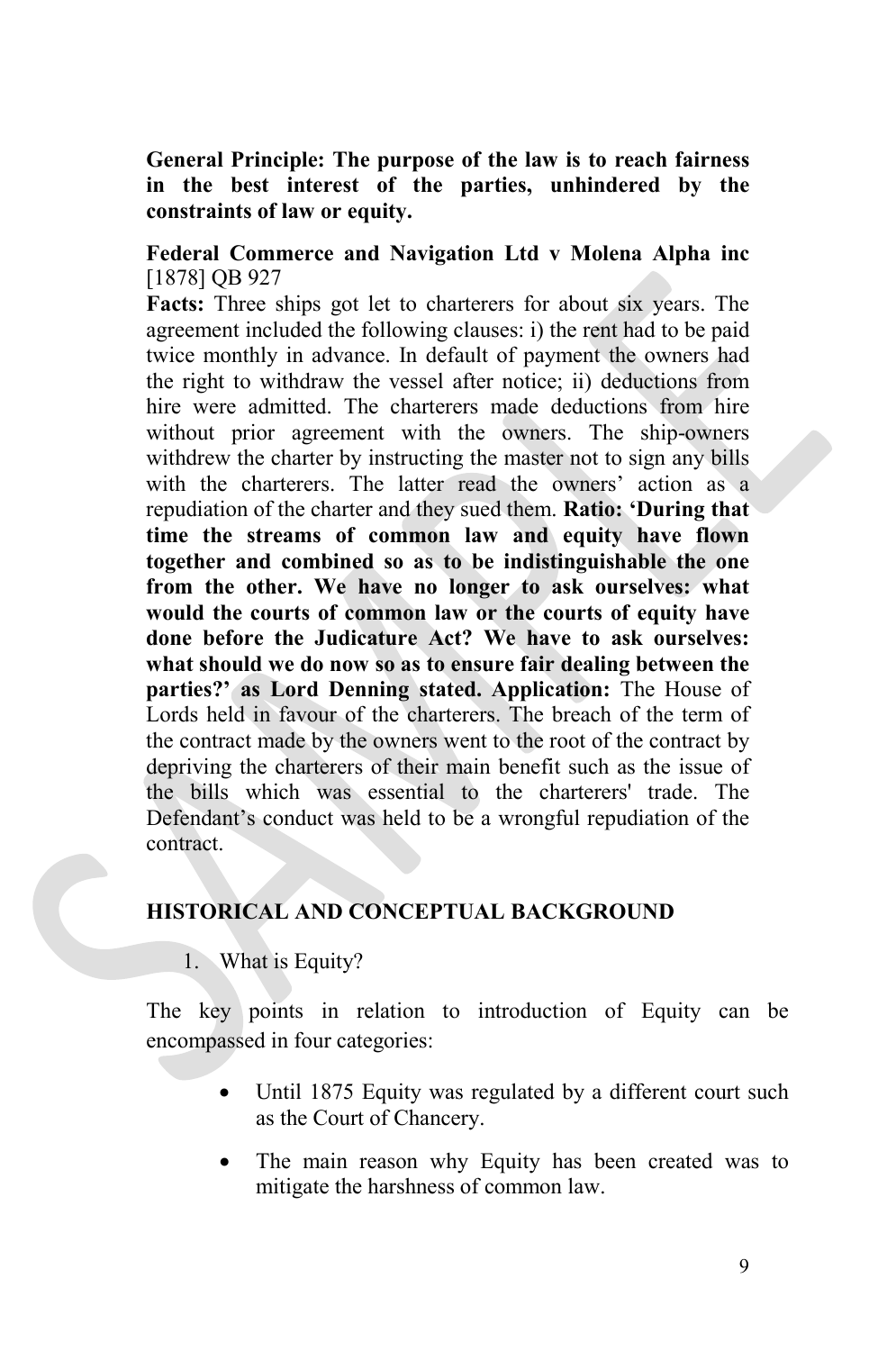**General Principle: The purpose of the law is to reach fairness in the best interest of the parties, unhindered by the constraints of law or equity.**

**Federal Commerce and Navigation Ltd v Molena Alpha inc** [1878] QB 927

**Facts:** Three ships got let to charterers for about six years. The agreement included the following clauses: i) the rent had to be paid twice monthly in advance. In default of payment the owners had the right to withdraw the vessel after notice; ii) deductions from hire were admitted. The charterers made deductions from hire without prior agreement with the owners. The ship-owners withdrew the charter by instructing the master not to sign any bills with the charterers. The latter read the owners' action as a repudiation of the charter and they sued them. **Ratio: 'During that time the streams of common law and equity have flown together and combined so as to be indistinguishable the one from the other. We have no longer to ask ourselves: what would the courts of common law or the courts of equity have done before the Judicature Act? We have to ask ourselves: what should we do now so as to ensure fair dealing between the parties?' as Lord Denning stated. Application:** The House of Lords held in favour of the charterers. The breach of the term of the contract made by the owners went to the root of the contract by depriving the charterers of their main benefit such as the issue of the bills which was essential to the charterers' trade. The Defendant's conduct was held to be a wrongful repudiation of the contract.

## HISTORICAL AND CONCEPTUAL BACKGROUND

1. What is Equity?

The key points in relation to introduction of Equity can be encompassed in four categories:

- Until 1875 Equity was regulated by a different court such as the Court of Chancery.
- The main reason why Equity has been created was to mitigate the harshness of common law.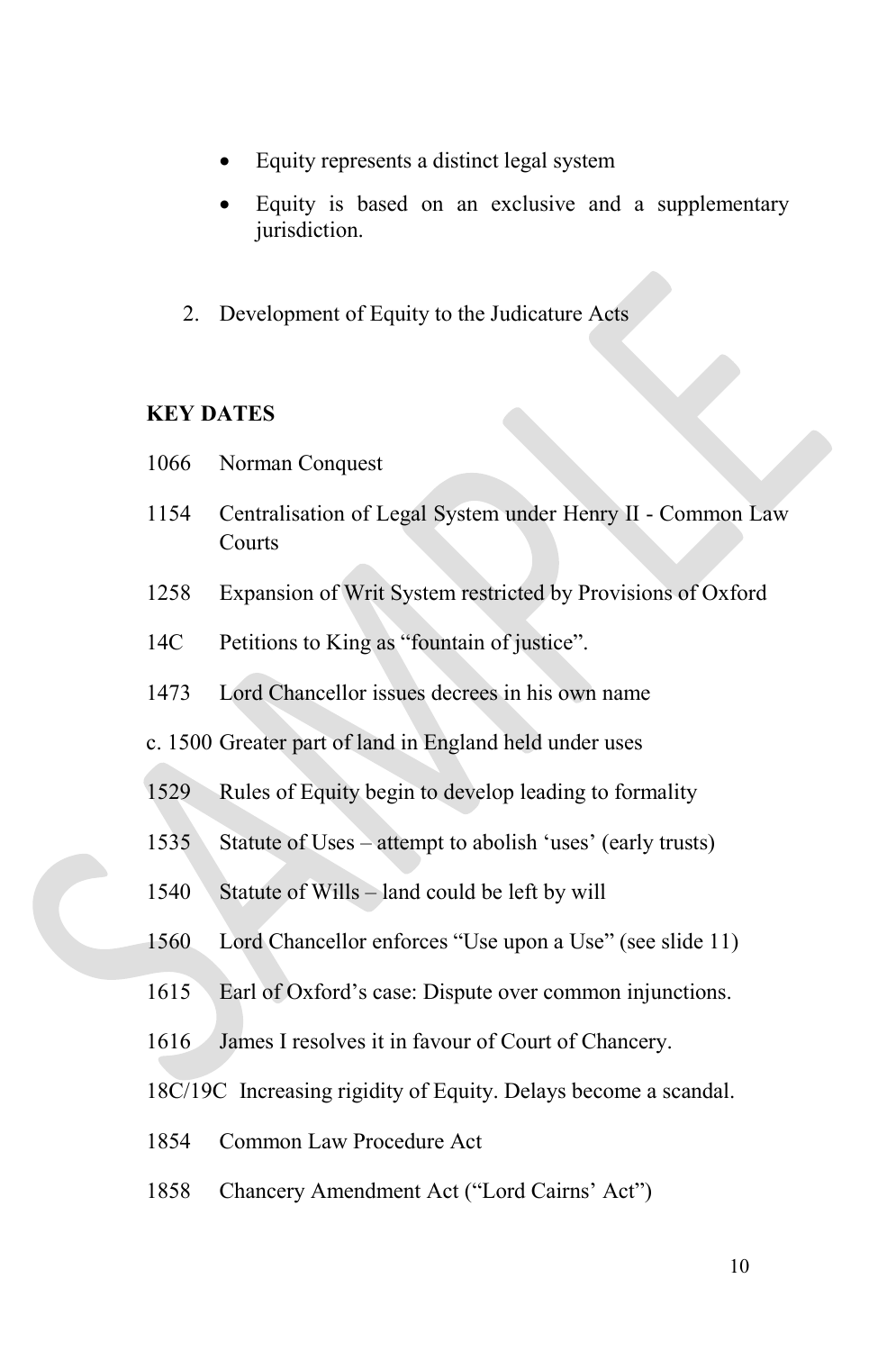- Equity represents a distinct legal system
- Equity is based on an exclusive and a supplementary jurisdiction.

2. Development of Equity to the Judicature Acts

**KEY DATES**

1066 Norman Conquest

1154 Centralisation of Legal System under Henry II - Common Law Courts

1258 Expansion of Writ System restricted by Provisions of Oxford

14C Petitions to King as "fountain of justice".

1473 Lord Chancellor issues decrees in his own name

c. 1500 Greater part of land in England held under uses

1529 Rules of Equity begin to develop leading to formality

1535 Statute of Uses – attempt to abolish 'uses' (early trusts)

1540 Statute of Wills – land could be left by will

1560 Lord Chancellor enforces "Use upon a Use" (see slide 11)

1615 Earl of Oxford's case: Dispute over common injunctions.

1616 James I resolves it in favour of Court of Chancery.

18C/19C Increasing rigidity of Equity. Delays become a scandal.

1854 Common Law Procedure Act

1858 Chancery Amendment Act ("Lord Cairns' Act")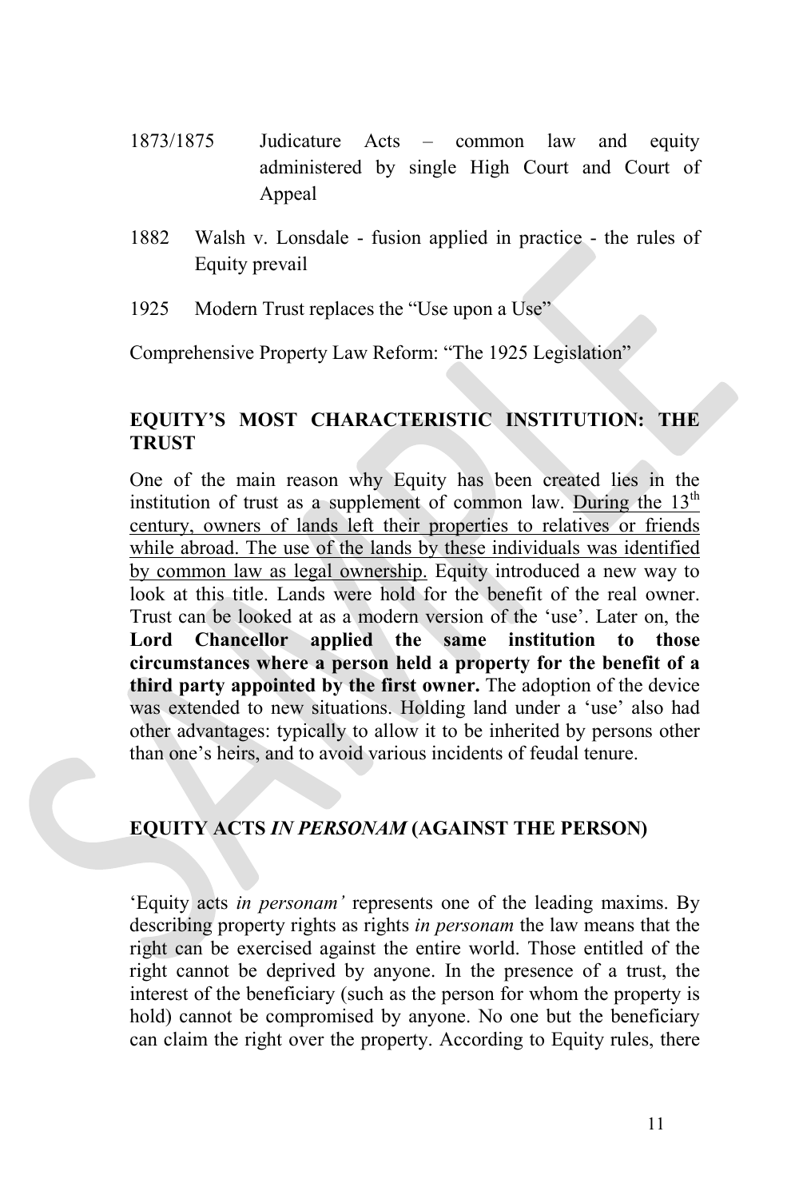1873/1875 Judicature Acts – common law and equity administered by single High Court and Court of Appeal

1882 Walsh v. Lonsdale - fusion applied in practice - the rules of Equity prevail

1925 Modern Trust replaces the "Use upon a Use"

Comprehensive Property Law Reform: "The 1925 Legislation"

## EQUITY'S MOST CHARACTERISTIC INSTITUTION: THE TRUST

One of the main reason why Equity has been created lies in the institution of trust as a supplement of common law. <u>During the 13th century, owners of lands left their properties to relatives or friends while abroad. The use of the lands by these individuals was identified by common law as legal ownership.</u> Equity introduced a new way to look at this title. Lands were hold for the benefit of the real owner. Trust can be looked at as a modern version of the 'use'. Later on, the **Lord Chancellor applied the same institution to those circumstances where a person held a property for the benefit of a third party appointed by the first owner.** The adoption of the device was extended to new situations. Holding land under a 'use' also had other advantages: typically to allow it to be inherited by persons other than one's heirs, and to avoid various incidents of feudal tenure.

## EQUITY ACTS *IN PERSONAM* (AGAINST THE PERSON)

'Equity acts *in personam'* represents one of the leading maxims. By describing property rights as rights *in personam* the law means that the right can be exercised against the entire world. Those entitled of the right cannot be deprived by anyone. In the presence of a trust, the interest of the beneficiary (such as the person for whom the property is hold) cannot be compromised by anyone. No one but the beneficiary can claim the right over the property. According to Equity rules, there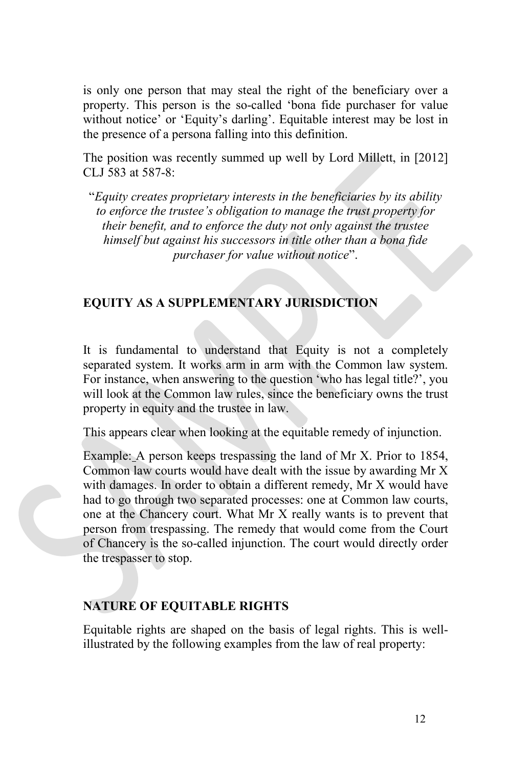is only one person that may steal the right of the beneficiary over a property. This person is the so-called 'bona fide purchaser for value without notice' or 'Equity's darling'. Equitable interest may be lost in the presence of a persona falling into this definition.

The position was recently summed up well by Lord Millett, in [2012] CLJ 583 at 587-8:

> "*Equity creates proprietary interests in the beneficiaries by its ability to enforce the trustee's obligation to manage the trust property for their benefit, and to enforce the duty not only against the trustee himself but against his successors in title other than a bona fide purchaser for value without notice*".

## EQUITY AS A SUPPLEMENTARY JURISDICTION

It is fundamental to understand that Equity is not a completely separated system. It works arm in arm with the Common law system. For instance, when answering to the question 'who has legal title?', you will look at the Common law rules, since the beneficiary owns the trust property in equity and the trustee in law.

This appears clear when looking at the equitable remedy of injunction.

Example: A person keeps trespassing the land of Mr X. Prior to 1854, Common law courts would have dealt with the issue by awarding Mr X with damages. In order to obtain a different remedy, Mr X would have had to go through two separated processes: one at Common law courts, one at the Chancery court. What Mr X really wants is to prevent that person from trespassing. The remedy that would come from the Court of Chancery is the so-called injunction. The court would directly order the trespasser to stop.

## NATURE OF EQUITABLE RIGHTS

Equitable rights are shaped on the basis of legal rights. This is well-illustrated by the following examples from the law of real property: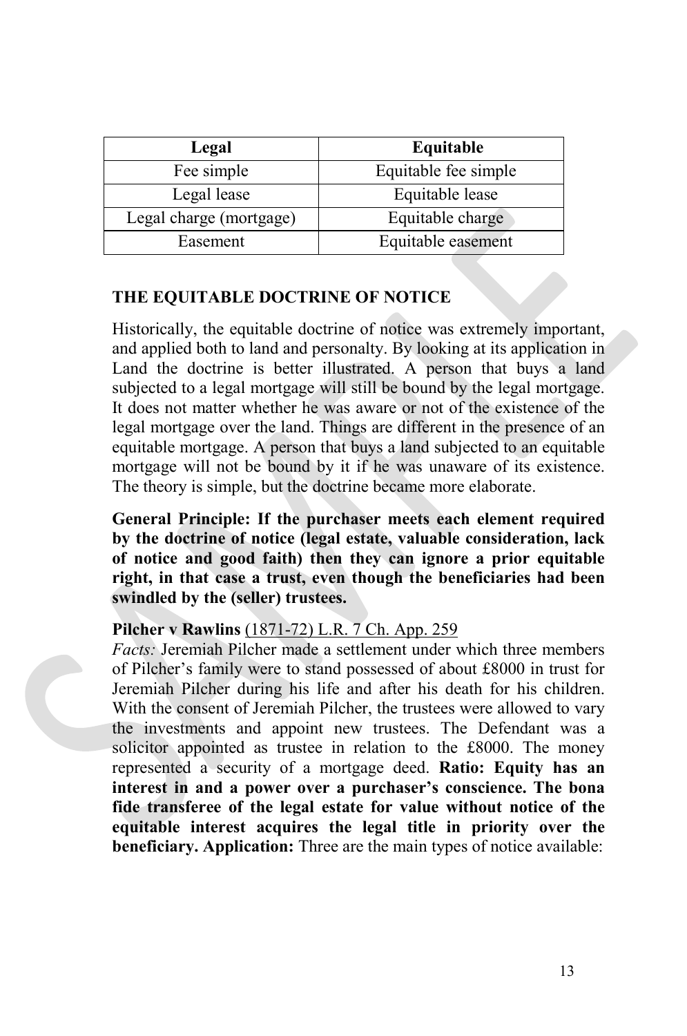| Legal | Equitable |
|---|---|
| Fee simple | Equitable fee simple |
| Legal lease | Equitable lease |
| Legal charge (mortgage) | Equitable charge |
| Easement | Equitable easement |

## THE EQUITABLE DOCTRINE OF NOTICE

Historically, the equitable doctrine of notice was extremely important, and applied both to land and personalty. By looking at its application in Land the doctrine is better illustrated. A person that buys a land subjected to a legal mortgage will still be bound by the legal mortgage. It does not matter whether he was aware or not of the existence of the legal mortgage over the land. Things are different in the presence of an equitable mortgage. A person that buys a land subjected to an equitable mortgage will not be bound by it if he was unaware of its existence. The theory is simple, but the doctrine became more elaborate.

**General Principle: If the purchaser meets each element required by the doctrine of notice (legal estate, valuable consideration, lack of notice and good faith) then they can ignore a prior equitable right, in that case a trust, even though the beneficiaries had been swindled by the (seller) trustees.**

**Pilcher v Rawlins** (1871-72) L.R. 7 Ch. App. 259
*Facts:* Jeremiah Pilcher made a settlement under which three members of Pilcher's family were to stand possessed of about £8000 in trust for Jeremiah Pilcher during his life and after his death for his children. With the consent of Jeremiah Pilcher, the trustees were allowed to vary the investments and appoint new trustees. The Defendant was a solicitor appointed as trustee in relation to the £8000. The money represented a security of a mortgage deed. **Ratio: Equity has an interest in and a power over a purchaser's conscience. The bona fide transferee of the legal estate for value without notice of the equitable interest acquires the legal title in priority over the beneficiary. Application:** Three are the main types of notice available: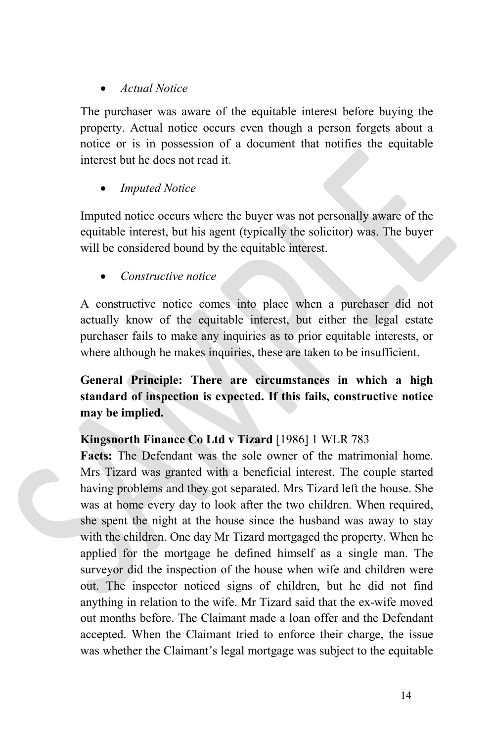- *Actual Notice*

The purchaser was aware of the equitable interest before buying the property. Actual notice occurs even though a person forgets about a notice or is in possession of a document that notifies the equitable interest but he does not read it.

- *Imputed Notice*

Imputed notice occurs where the buyer was not personally aware of the equitable interest, but his agent (typically the solicitor) was. The buyer will be considered bound by the equitable interest.

- *Constructive notice*

A constructive notice comes into place when a purchaser did not actually know of the equitable interest, but either the legal estate purchaser fails to make any inquiries as to prior equitable interests, or where although he makes inquiries, these are taken to be insufficient.

**General Principle: There are circumstances in which a high standard of inspection is expected. If this fails, constructive notice may be implied.**

**Kingsnorth Finance Co Ltd v Tizard** [1986] 1 WLR 783

**Facts:** The Defendant was the sole owner of the matrimonial home. Mrs Tizard was granted with a beneficial interest. The couple started having problems and they got separated. Mrs Tizard left the house. She was at home every day to look after the two children. When required, she spent the night at the house since the husband was away to stay with the children. One day Mr Tizard mortgaged the property. When he applied for the mortgage he defined himself as a single man. The surveyor did the inspection of the house when wife and children were out. The inspector noticed signs of children, but he did not find anything in relation to the wife. Mr Tizard said that the ex-wife moved out months before. The Claimant made a loan offer and the Defendant accepted. When the Claimant tried to enforce their charge, the issue was whether the Claimant's legal mortgage was subject to the equitable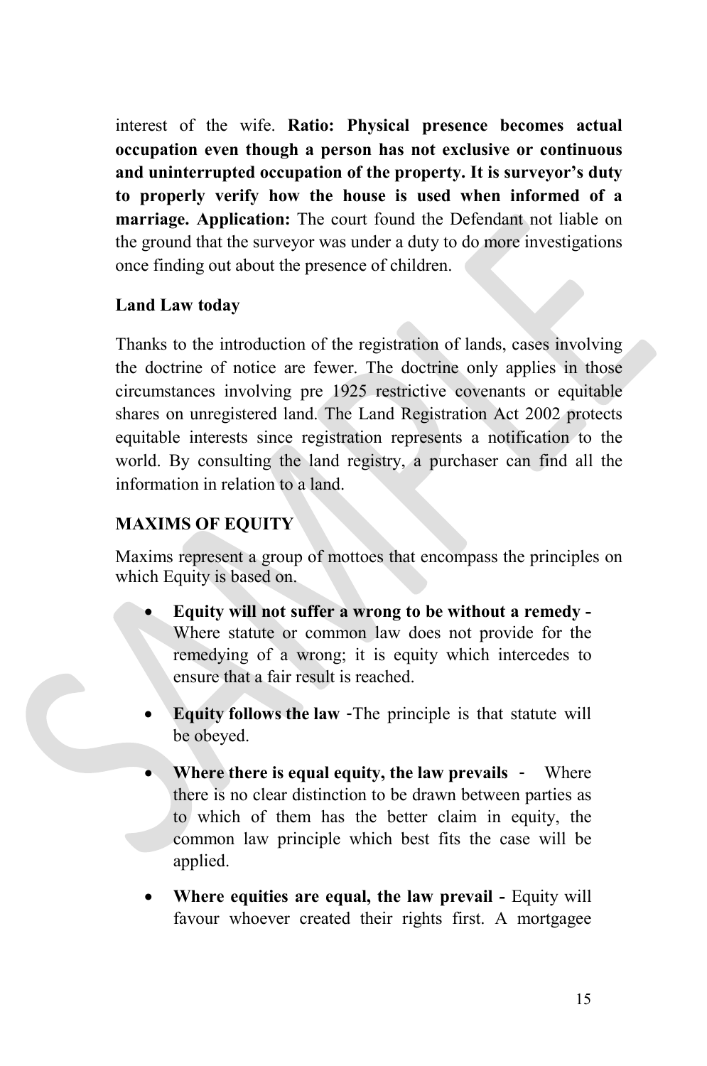interest of the wife. **Ratio: Physical presence becomes actual occupation even though a person has not exclusive or continuous and uninterrupted occupation of the property. It is surveyor's duty to properly verify how the house is used when informed of a marriage. Application:** The court found the Defendant not liable on the ground that the surveyor was under a duty to do more investigations once finding out about the presence of children.

### Land Law today

Thanks to the introduction of the registration of lands, cases involving the doctrine of notice are fewer. The doctrine only applies in those circumstances involving pre 1925 restrictive covenants or equitable shares on unregistered land. The Land Registration Act 2002 protects equitable interests since registration represents a notification to the world. By consulting the land registry, a purchaser can find all the information in relation to a land.

## MAXIMS OF EQUITY

Maxims represent a group of mottoes that encompass the principles on which Equity is based on.

- **Equity will not suffer a wrong to be without a remedy -** Where statute or common law does not provide for the remedying of a wrong; it is equity which intercedes to ensure that a fair result is reached.

- **Equity follows the law** -The principle is that statute will be obeyed.

- **Where there is equal equity, the law prevails** - Where there is no clear distinction to be drawn between parties as to which of them has the better claim in equity, the common law principle which best fits the case will be applied.

- **Where equities are equal, the law prevail -** Equity will favour whoever created their rights first. A mortgagee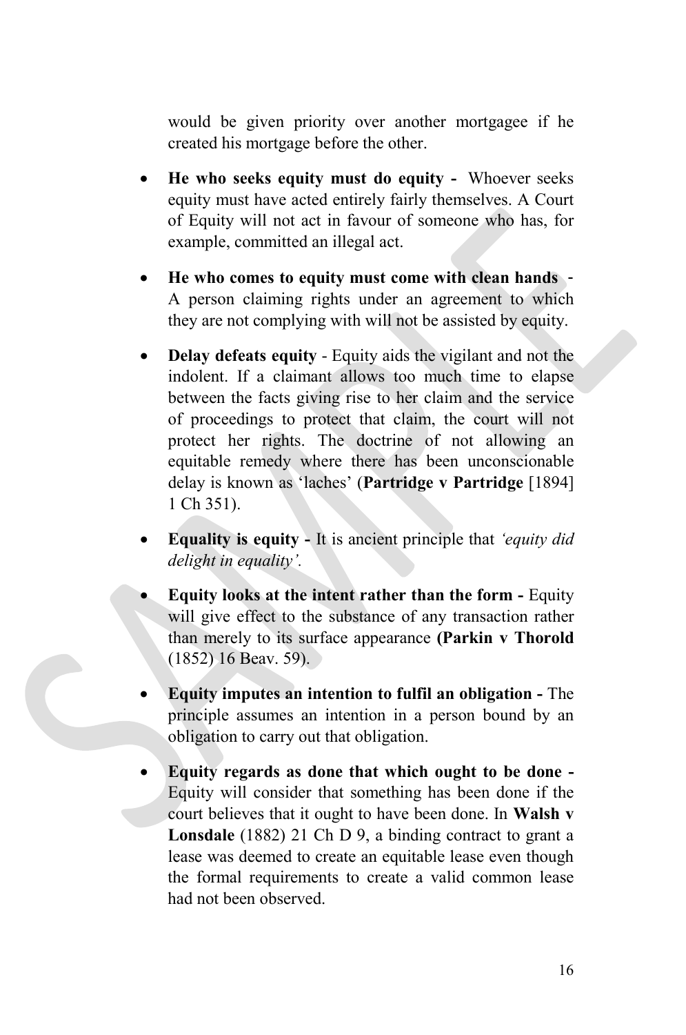would be given priority over another mortgagee if he created his mortgage before the other.

- **He who seeks equity must do equity -** Whoever seeks equity must have acted entirely fairly themselves. A Court of Equity will not act in favour of someone who has, for example, committed an illegal act.

- **He who comes to equity must come with clean hands** - A person claiming rights under an agreement to which they are not complying with will not be assisted by equity.

- **Delay defeats equity** - Equity aids the vigilant and not the indolent. If a claimant allows too much time to elapse between the facts giving rise to her claim and the service of proceedings to protect that claim, the court will not protect her rights. The doctrine of not allowing an equitable remedy where there has been unconscionable delay is known as 'laches' (**Partridge v Partridge** [1894] 1 Ch 351).

- **Equality is equity -** It is ancient principle that *'equity did delight in equality'.*

- **Equity looks at the intent rather than the form -** Equity will give effect to the substance of any transaction rather than merely to its surface appearance **(Parkin v Thorold** (1852) 16 Beav. 59).

- **Equity imputes an intention to fulfil an obligation -** The principle assumes an intention in a person bound by an obligation to carry out that obligation.

- **Equity regards as done that which ought to be done -** Equity will consider that something has been done if the court believes that it ought to have been done. In **Walsh v Lonsdale** (1882) 21 Ch D 9, a binding contract to grant a lease was deemed to create an equitable lease even though the formal requirements to create a valid common lease had not been observed.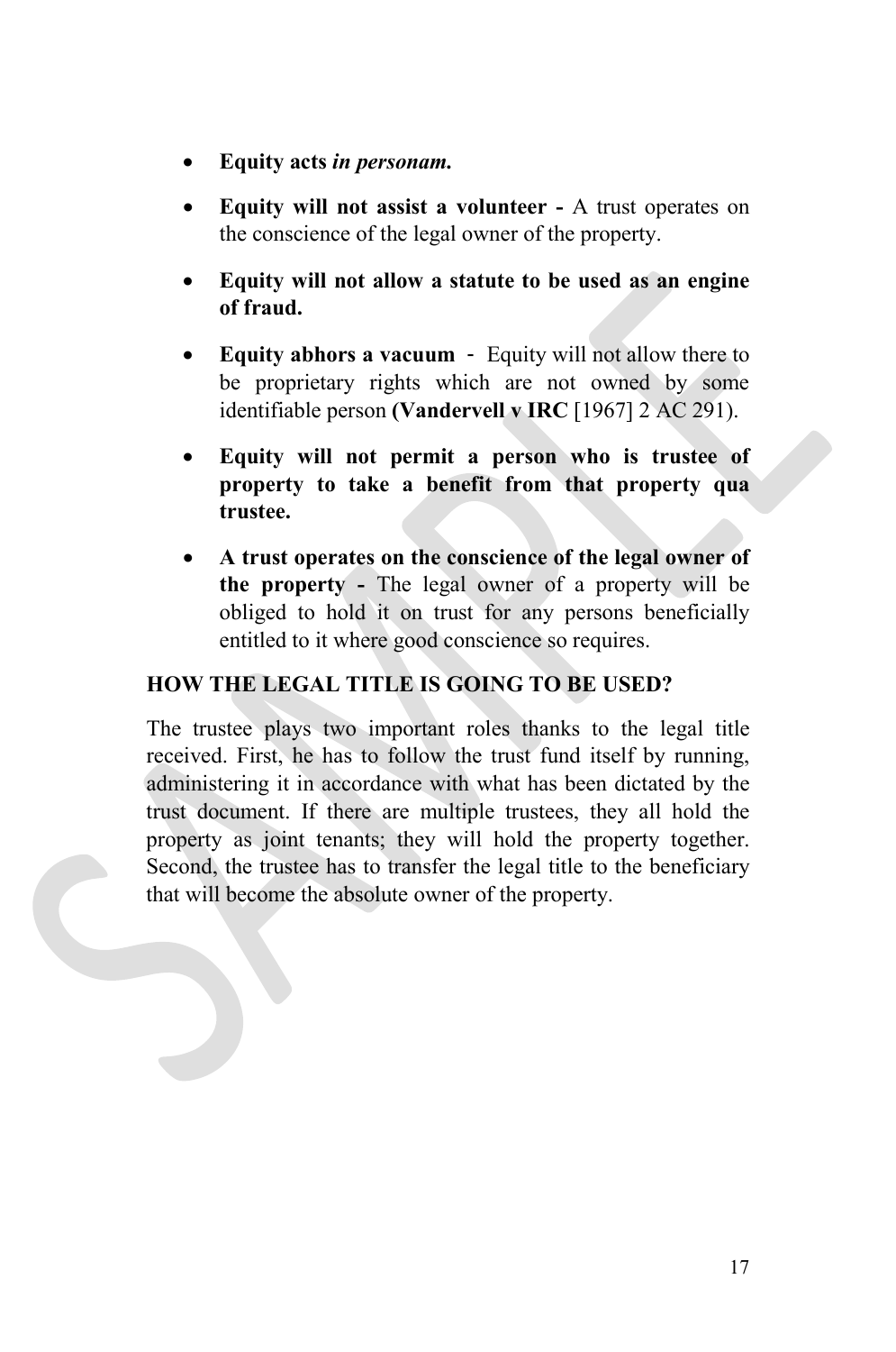- **Equity acts *in personam.***
- **Equity will not assist a volunteer -** A trust operates on the conscience of the legal owner of the property.
- **Equity will not allow a statute to be used as an engine of fraud.**
- **Equity abhors a vacuum** - Equity will not allow there to be proprietary rights which are not owned by some identifiable person **(Vandervell v IRC** [1967] 2 AC 291).
- **Equity will not permit a person who is trustee of property to take a benefit from that property qua trustee.**
- **A trust operates on the conscience of the legal owner of the property -** The legal owner of a property will be obliged to hold it on trust for any persons beneficially entitled to it where good conscience so requires.

## HOW THE LEGAL TITLE IS GOING TO BE USED?

The trustee plays two important roles thanks to the legal title received. First, he has to follow the trust fund itself by running, administering it in accordance with what has been dictated by the trust document. If there are multiple trustees, they all hold the property as joint tenants; they will hold the property together. Second, the trustee has to transfer the legal title to the beneficiary that will become the absolute owner of the property.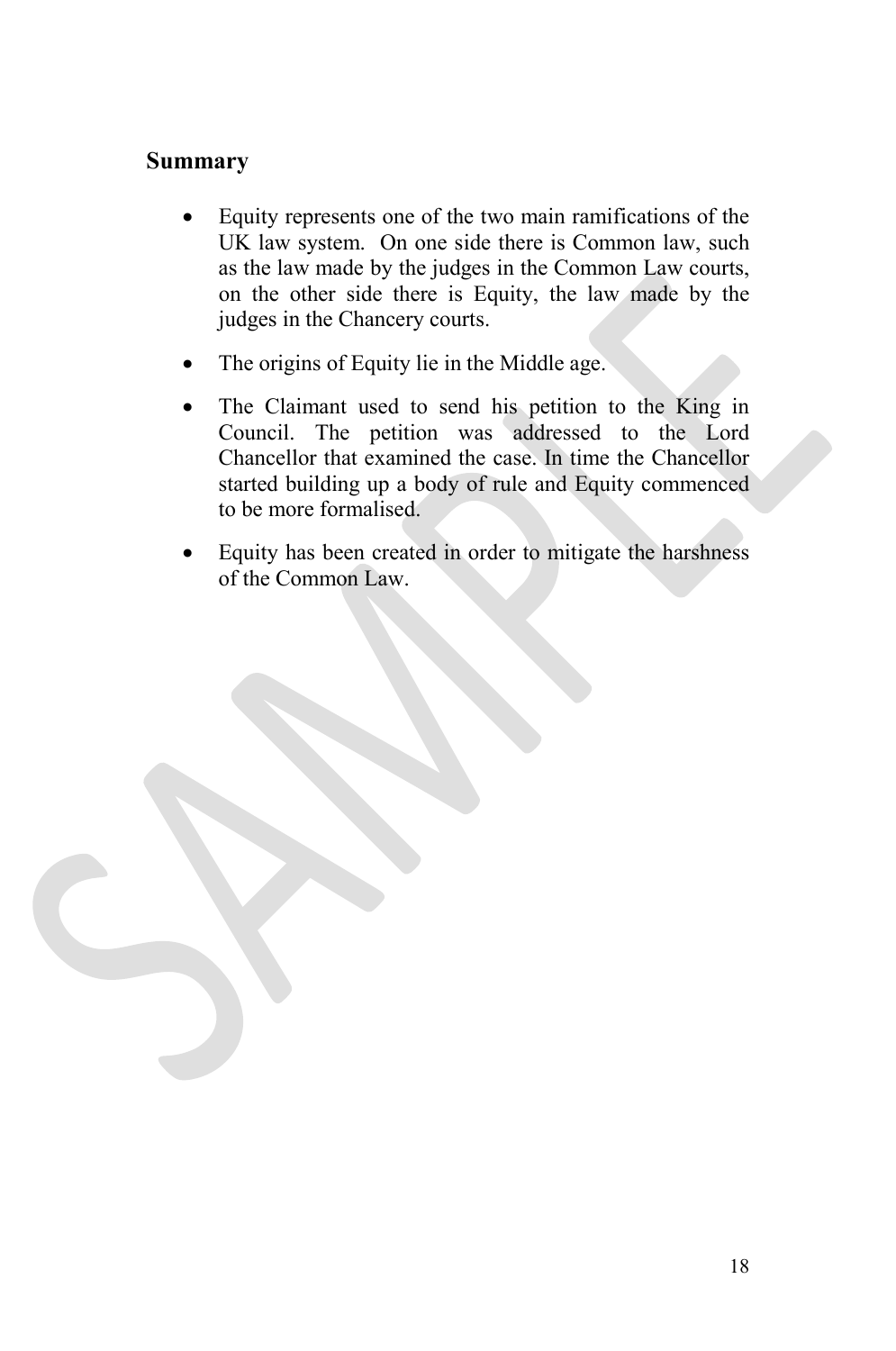## Summary

- Equity represents one of the two main ramifications of the UK law system. On one side there is Common law, such as the law made by the judges in the Common Law courts, on the other side there is Equity, the law made by the judges in the Chancery courts.
- The origins of Equity lie in the Middle age.
- The Claimant used to send his petition to the King in Council. The petition was addressed to the Lord Chancellor that examined the case. In time the Chancellor started building up a body of rule and Equity commenced to be more formalised.
- Equity has been created in order to mitigate the harshness of the Common Law.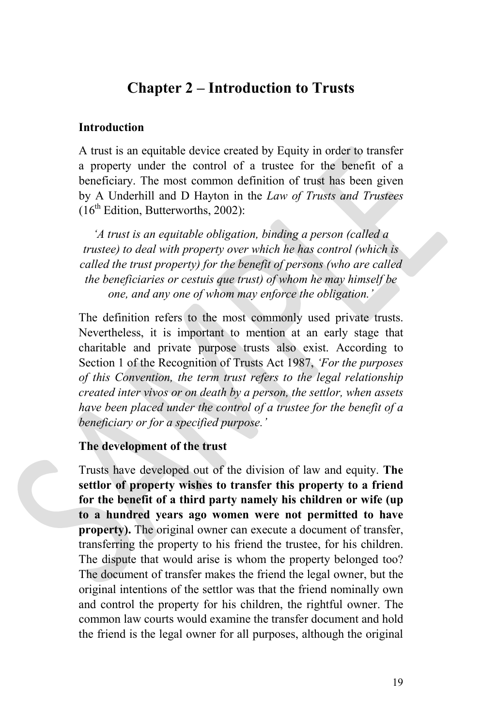# Chapter 2 – Introduction to Trusts

## Introduction

A trust is an equitable device created by Equity in order to transfer a property under the control of a trustee for the benefit of a beneficiary. The most common definition of trust has been given by A Underhill and D Hayton in the *Law of Trusts and Trustees* (16th Edition, Butterworths, 2002):

> *'A trust is an equitable obligation, binding a person (called a trustee) to deal with property over which he has control (which is called the trust property) for the benefit of persons (who are called the beneficiaries or cestuis que trust) of whom he may himself be one, and any one of whom may enforce the obligation.'*

The definition refers to the most commonly used private trusts. Nevertheless, it is important to mention at an early stage that charitable and private purpose trusts also exist. According to Section 1 of the Recognition of Trusts Act 1987, *'For the purposes of this Convention, the term trust refers to the legal relationship created inter vivos or on death by a person, the settlor, when assets have been placed under the control of a trustee for the benefit of a beneficiary or for a specified purpose.'*

## The development of the trust

Trusts have developed out of the division of law and equity. **The settlor of property wishes to transfer this property to a friend for the benefit of a third party namely his children or wife (up to a hundred years ago women were not permitted to have property).** The original owner can execute a document of transfer, transferring the property to his friend the trustee, for his children. The dispute that would arise is whom the property belonged too? The document of transfer makes the friend the legal owner, but the original intentions of the settlor was that the friend nominally own and control the property for his children, the rightful owner. The common law courts would examine the transfer document and hold the friend is the legal owner for all purposes, although the original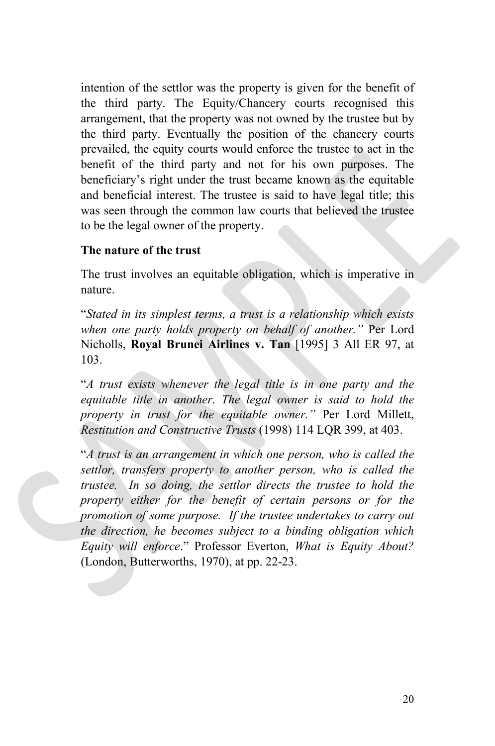intention of the settlor was the property is given for the benefit of the third party. The Equity/Chancery courts recognised this arrangement, that the property was not owned by the trustee but by the third party. Eventually the position of the chancery courts prevailed, the equity courts would enforce the trustee to act in the benefit of the third party and not for his own purposes. The beneficiary's right under the trust became known as the equitable and beneficial interest. The trustee is said to have legal title; this was seen through the common law courts that believed the trustee to be the legal owner of the property.

**The nature of the trust**

The trust involves an equitable obligation, which is imperative in nature.

"*Stated in its simplest terms, a trust is a relationship which exists when one party holds property on behalf of another."* Per Lord Nicholls, **Royal Brunei Airlines v. Tan** [1995] 3 All ER 97, at 103.

"*A trust exists whenever the legal title is in one party and the equitable title in another. The legal owner is said to hold the property in trust for the equitable owner."* Per Lord Millett, *Restitution and Constructive Trusts* (1998) 114 LQR 399, at 403.

"*A trust is an arrangement in which one person, who is called the settlor, transfers property to another person, who is called the trustee. In so doing, the settlor directs the trustee to hold the property either for the benefit of certain persons or for the promotion of some purpose. If the trustee undertakes to carry out the direction, he becomes subject to a binding obligation which Equity will enforce*." Professor Everton, *What is Equity About?* (London, Butterworths, 1970), at pp. 22-23.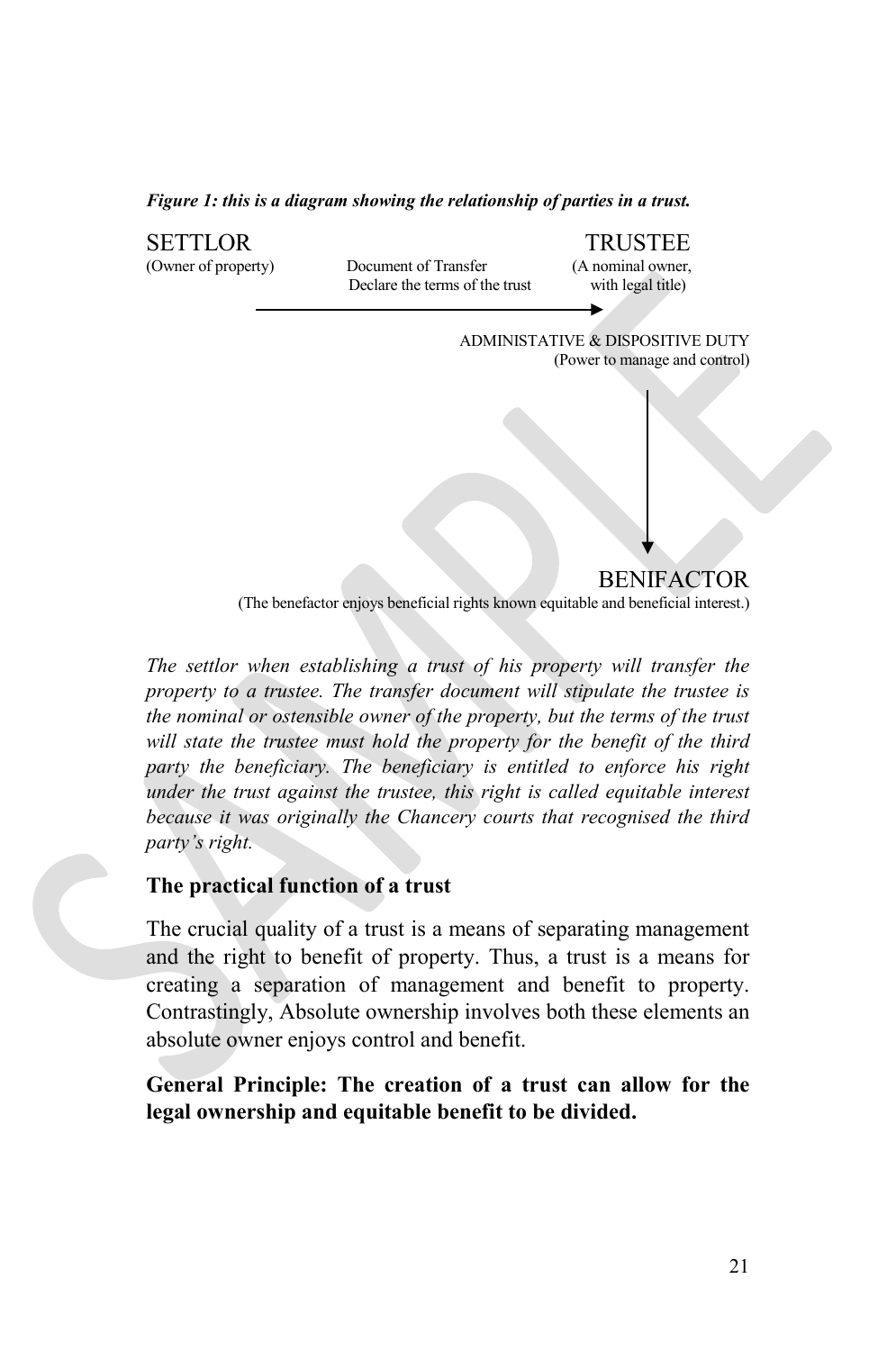***Figure 1: this is a diagram showing the relationship of parties in a trust.***

SETTLOR
(Owner of property)

Document of Transfer
Declare the terms of the trust

→

TRUSTEE
(A nominal owner, with legal title)

ADMINISTATIVE & DISPOSITIVE DUTY
(Power to manage and control)

↓

BENIFACTOR
(The benefactor enjoys beneficial rights known equitable and beneficial interest.)

*The settlor when establishing a trust of his property will transfer the property to a trustee. The transfer document will stipulate the trustee is the nominal or ostensible owner of the property, but the terms of the trust will state the trustee must hold the property for the benefit of the third party the beneficiary. The beneficiary is entitled to enforce his right under the trust against the trustee, this right is called equitable interest because it was originally the Chancery courts that recognised the third party's right.*

### The practical function of a trust

The crucial quality of a trust is a means of separating management and the right to benefit of property. Thus, a trust is a means for creating a separation of management and benefit to property. Contrastingly, Absolute ownership involves both these elements an absolute owner enjoys control and benefit.

**General Principle: The creation of a trust can allow for the legal ownership and equitable benefit to be divided.**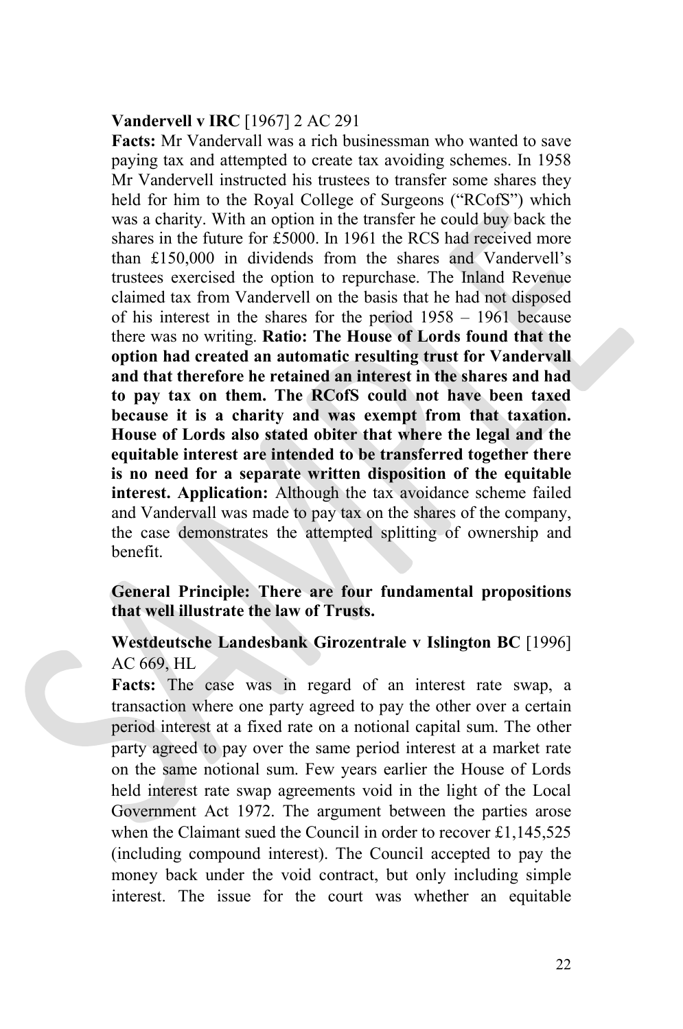**Vandervell v IRC** [1967] 2 AC 291

**Facts:** Mr Vandervall was a rich businessman who wanted to save paying tax and attempted to create tax avoiding schemes. In 1958 Mr Vandervell instructed his trustees to transfer some shares they held for him to the Royal College of Surgeons ("RCofS") which was a charity. With an option in the transfer he could buy back the shares in the future for £5000. In 1961 the RCS had received more than £150,000 in dividends from the shares and Vandervell's trustees exercised the option to repurchase. The Inland Revenue claimed tax from Vandervell on the basis that he had not disposed of his interest in the shares for the period 1958 – 1961 because there was no writing. **Ratio: The House of Lords found that the option had created an automatic resulting trust for Vandervall and that therefore he retained an interest in the shares and had to pay tax on them. The RCofS could not have been taxed because it is a charity and was exempt from that taxation. House of Lords also stated obiter that where the legal and the equitable interest are intended to be transferred together there is no need for a separate written disposition of the equitable interest. Application:** Although the tax avoidance scheme failed and Vandervall was made to pay tax on the shares of the company, the case demonstrates the attempted splitting of ownership and benefit.

**General Principle: There are four fundamental propositions that well illustrate the law of Trusts.**

**Westdeutsche Landesbank Girozentrale v Islington BC** [1996] AC 669, HL

**Facts:** The case was in regard of an interest rate swap, a transaction where one party agreed to pay the other over a certain period interest at a fixed rate on a notional capital sum. The other party agreed to pay over the same period interest at a market rate on the same notional sum. Few years earlier the House of Lords held interest rate swap agreements void in the light of the Local Government Act 1972. The argument between the parties arose when the Claimant sued the Council in order to recover £1,145,525 (including compound interest). The Council accepted to pay the money back under the void contract, but only including simple interest. The issue for the court was whether an equitable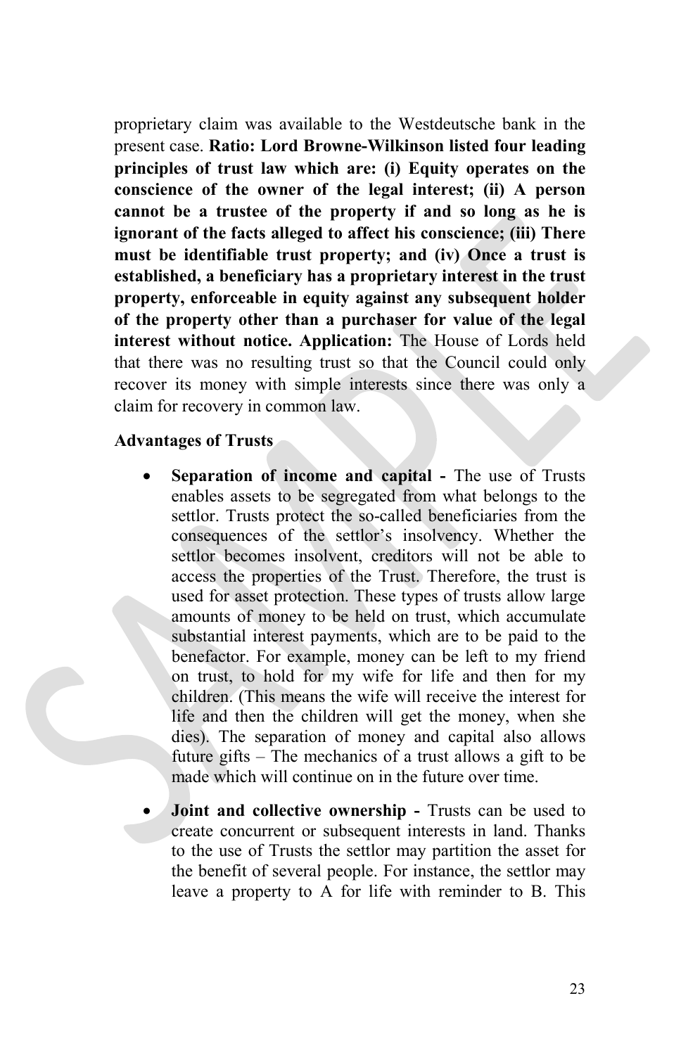proprietary claim was available to the Westdeutsche bank in the present case. **Ratio: Lord Browne-Wilkinson listed four leading principles of trust law which are: (i) Equity operates on the conscience of the owner of the legal interest; (ii) A person cannot be a trustee of the property if and so long as he is ignorant of the facts alleged to affect his conscience; (iii) There must be identifiable trust property; and (iv) Once a trust is established, a beneficiary has a proprietary interest in the trust property, enforceable in equity against any subsequent holder of the property other than a purchaser for value of the legal interest without notice. Application:** The House of Lords held that there was no resulting trust so that the Council could only recover its money with simple interests since there was only a claim for recovery in common law.

**Advantages of Trusts**

- **Separation of income and capital -** The use of Trusts enables assets to be segregated from what belongs to the settlor. Trusts protect the so-called beneficiaries from the consequences of the settlor's insolvency. Whether the settlor becomes insolvent, creditors will not be able to access the properties of the Trust. Therefore, the trust is used for asset protection. These types of trusts allow large amounts of money to be held on trust, which accumulate substantial interest payments, which are to be paid to the benefactor. For example, money can be left to my friend on trust, to hold for my wife for life and then for my children. (This means the wife will receive the interest for life and then the children will get the money, when she dies). The separation of money and capital also allows future gifts – The mechanics of a trust allows a gift to be made which will continue on in the future over time.

- **Joint and collective ownership -** Trusts can be used to create concurrent or subsequent interests in land. Thanks to the use of Trusts the settlor may partition the asset for the benefit of several people. For instance, the settlor may leave a property to A for life with reminder to B. This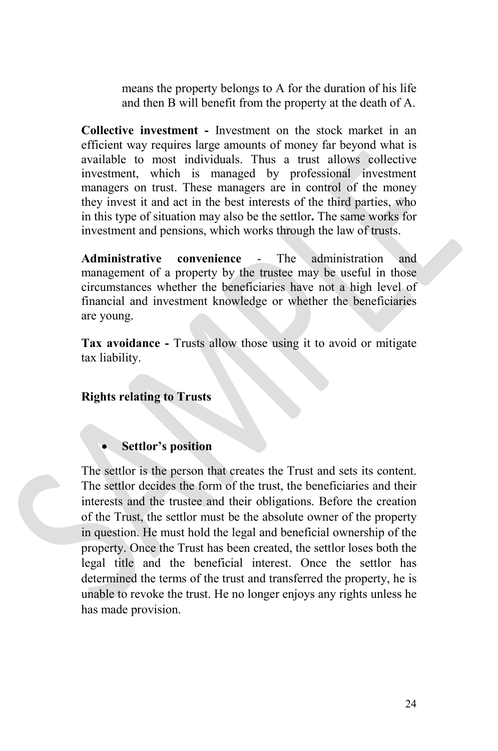means the property belongs to A for the duration of his life and then B will benefit from the property at the death of A.

**Collective investment -** Investment on the stock market in an efficient way requires large amounts of money far beyond what is available to most individuals. Thus a trust allows collective investment, which is managed by professional investment managers on trust. These managers are in control of the money they invest it and act in the best interests of the third parties, who in this type of situation may also be the settlor**.** The same works for investment and pensions, which works through the law of trusts.

**Administrative convenience** - The administration and management of a property by the trustee may be useful in those circumstances whether the beneficiaries have not a high level of financial and investment knowledge or whether the beneficiaries are young.

**Tax avoidance -** Trusts allow those using it to avoid or mitigate tax liability.

**Rights relating to Trusts**

- **Settlor's position**

The settlor is the person that creates the Trust and sets its content. The settlor decides the form of the trust, the beneficiaries and their interests and the trustee and their obligations. Before the creation of the Trust, the settlor must be the absolute owner of the property in question. He must hold the legal and beneficial ownership of the property. Once the Trust has been created, the settlor loses both the legal title and the beneficial interest. Once the settlor has determined the terms of the trust and transferred the property, he is unable to revoke the trust. He no longer enjoys any rights unless he has made provision.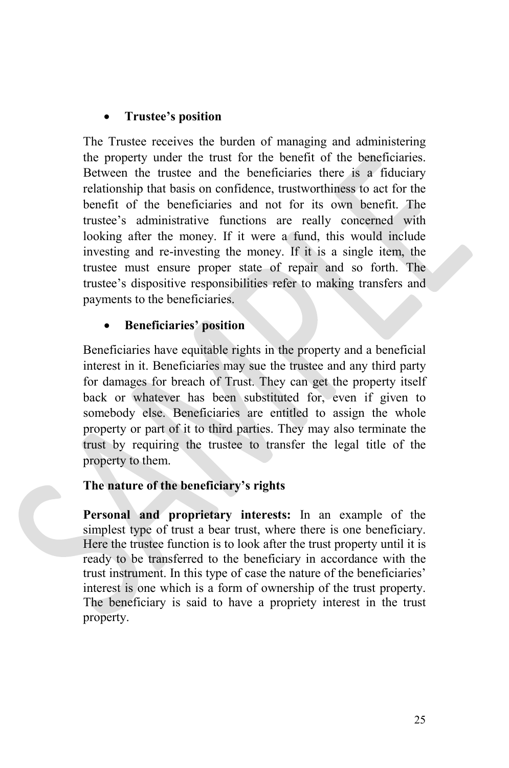- **Trustee's position**

The Trustee receives the burden of managing and administering the property under the trust for the benefit of the beneficiaries. Between the trustee and the beneficiaries there is a fiduciary relationship that basis on confidence, trustworthiness to act for the benefit of the beneficiaries and not for its own benefit. The trustee's administrative functions are really concerned with looking after the money. If it were a fund, this would include investing and re-investing the money. If it is a single item, the trustee must ensure proper state of repair and so forth. The trustee's dispositive responsibilities refer to making transfers and payments to the beneficiaries.

- **Beneficiaries' position**

Beneficiaries have equitable rights in the property and a beneficial interest in it. Beneficiaries may sue the trustee and any third party for damages for breach of Trust. They can get the property itself back or whatever has been substituted for, even if given to somebody else. Beneficiaries are entitled to assign the whole property or part of it to third parties. They may also terminate the trust by requiring the trustee to transfer the legal title of the property to them.

**The nature of the beneficiary's rights**

**Personal and proprietary interests:** In an example of the simplest type of trust a bear trust, where there is one beneficiary. Here the trustee function is to look after the trust property until it is ready to be transferred to the beneficiary in accordance with the trust instrument. In this type of case the nature of the beneficiaries' interest is one which is a form of ownership of the trust property. The beneficiary is said to have a propriety interest in the trust property.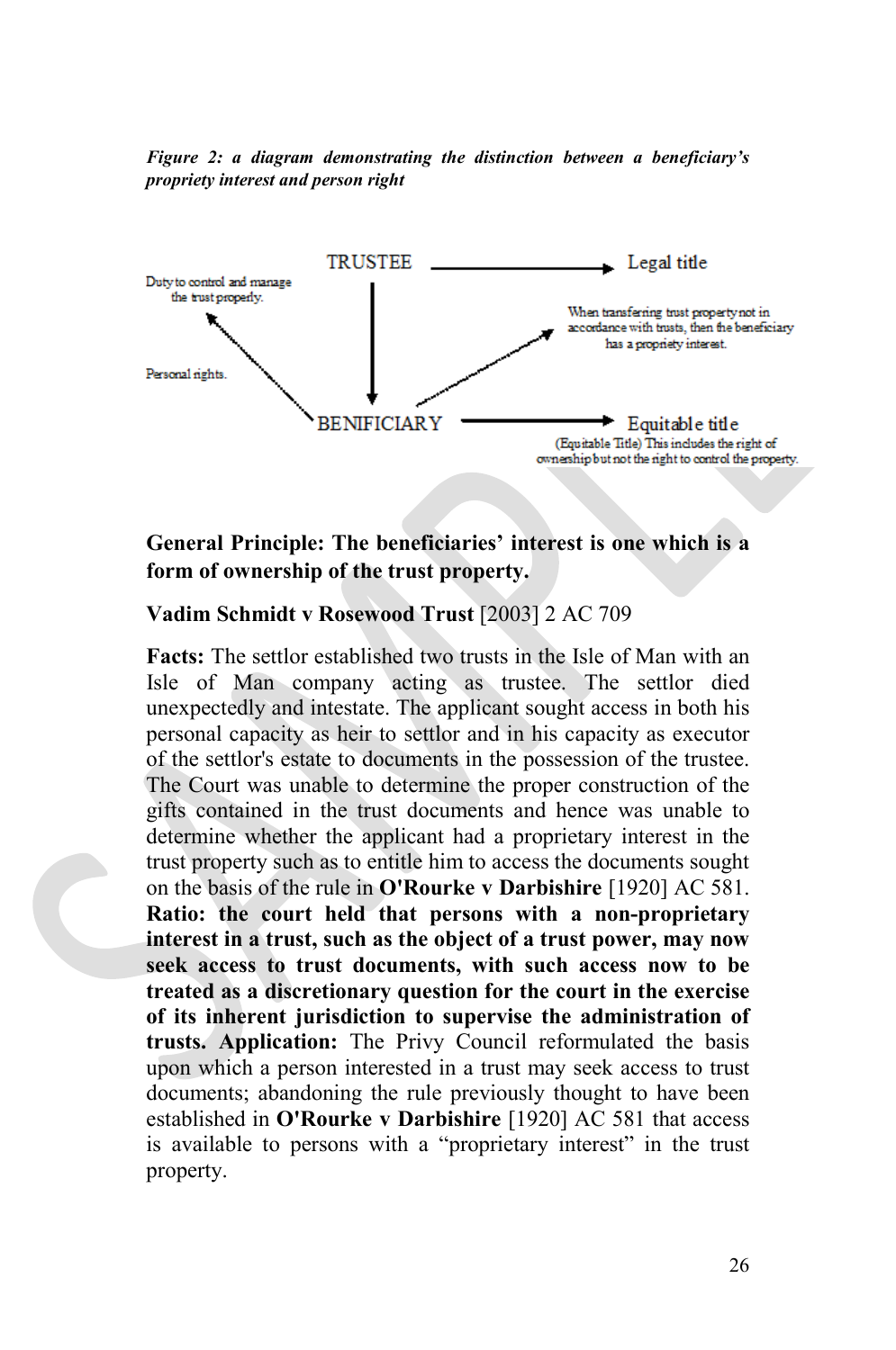*Figure 2: a diagram demonstrating the distinction between a beneficiary's propriety interest and person right*

TRUSTEE → Legal title

Duty to control and manage the trust property.

Personal rights.

When transferring trust property not in accordance with trusts, then the beneficiary has a propriety interest.

BENIFICIARY → Equitable title

(Equitable Title) This includes the right of ownership but not the right to control the property.

**General Principle: The beneficiaries' interest is one which is a form of ownership of the trust property.**

**Vadim Schmidt v Rosewood Trust** [2003] 2 AC 709

**Facts:** The settlor established two trusts in the Isle of Man with an Isle of Man company acting as trustee. The settlor died unexpectedly and intestate. The applicant sought access in both his personal capacity as heir to settlor and in his capacity as executor of the settlor's estate to documents in the possession of the trustee. The Court was unable to determine the proper construction of the gifts contained in the trust documents and hence was unable to determine whether the applicant had a proprietary interest in the trust property such as to entitle him to access the documents sought on the basis of the rule in **O'Rourke v Darbishire** [1920] AC 581. **Ratio: the court held that persons with a non-proprietary interest in a trust, such as the object of a trust power, may now seek access to trust documents, with such access now to be treated as a discretionary question for the court in the exercise of its inherent jurisdiction to supervise the administration of trusts. Application:** The Privy Council reformulated the basis upon which a person interested in a trust may seek access to trust documents; abandoning the rule previously thought to have been established in **O'Rourke v Darbishire** [1920] AC 581 that access is available to persons with a "proprietary interest" in the trust property.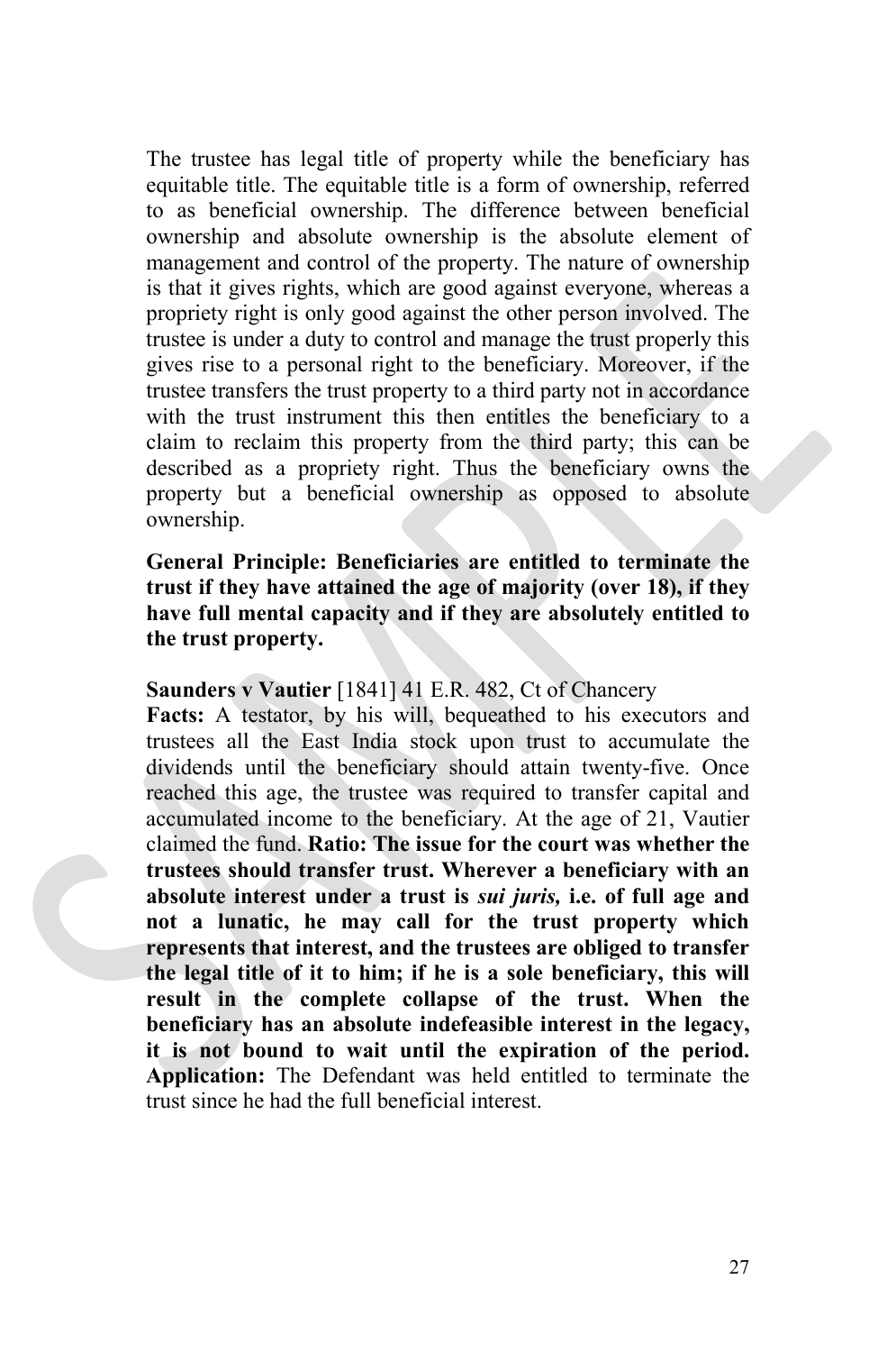The trustee has legal title of property while the beneficiary has equitable title. The equitable title is a form of ownership, referred to as beneficial ownership. The difference between beneficial ownership and absolute ownership is the absolute element of management and control of the property. The nature of ownership is that it gives rights, which are good against everyone, whereas a propriety right is only good against the other person involved. The trustee is under a duty to control and manage the trust properly this gives rise to a personal right to the beneficiary. Moreover, if the trustee transfers the trust property to a third party not in accordance with the trust instrument this then entitles the beneficiary to a claim to reclaim this property from the third party; this can be described as a propriety right. Thus the beneficiary owns the property but a beneficial ownership as opposed to absolute ownership.

**General Principle: Beneficiaries are entitled to terminate the trust if they have attained the age of majority (over 18), if they have full mental capacity and if they are absolutely entitled to the trust property.**

**Saunders v Vautier** [1841] 41 E.R. 482, Ct of Chancery

**Facts:** A testator, by his will, bequeathed to his executors and trustees all the East India stock upon trust to accumulate the dividends until the beneficiary should attain twenty-five. Once reached this age, the trustee was required to transfer capital and accumulated income to the beneficiary. At the age of 21, Vautier claimed the fund. **Ratio: The issue for the court was whether the trustees should transfer trust. Wherever a beneficiary with an absolute interest under a trust is *sui juris,* i.e. of full age and not a lunatic, he may call for the trust property which represents that interest, and the trustees are obliged to transfer the legal title of it to him; if he is a sole beneficiary, this will result in the complete collapse of the trust. When the beneficiary has an absolute indefeasible interest in the legacy, it is not bound to wait until the expiration of the period.** **Application:** The Defendant was held entitled to terminate the trust since he had the full beneficial interest.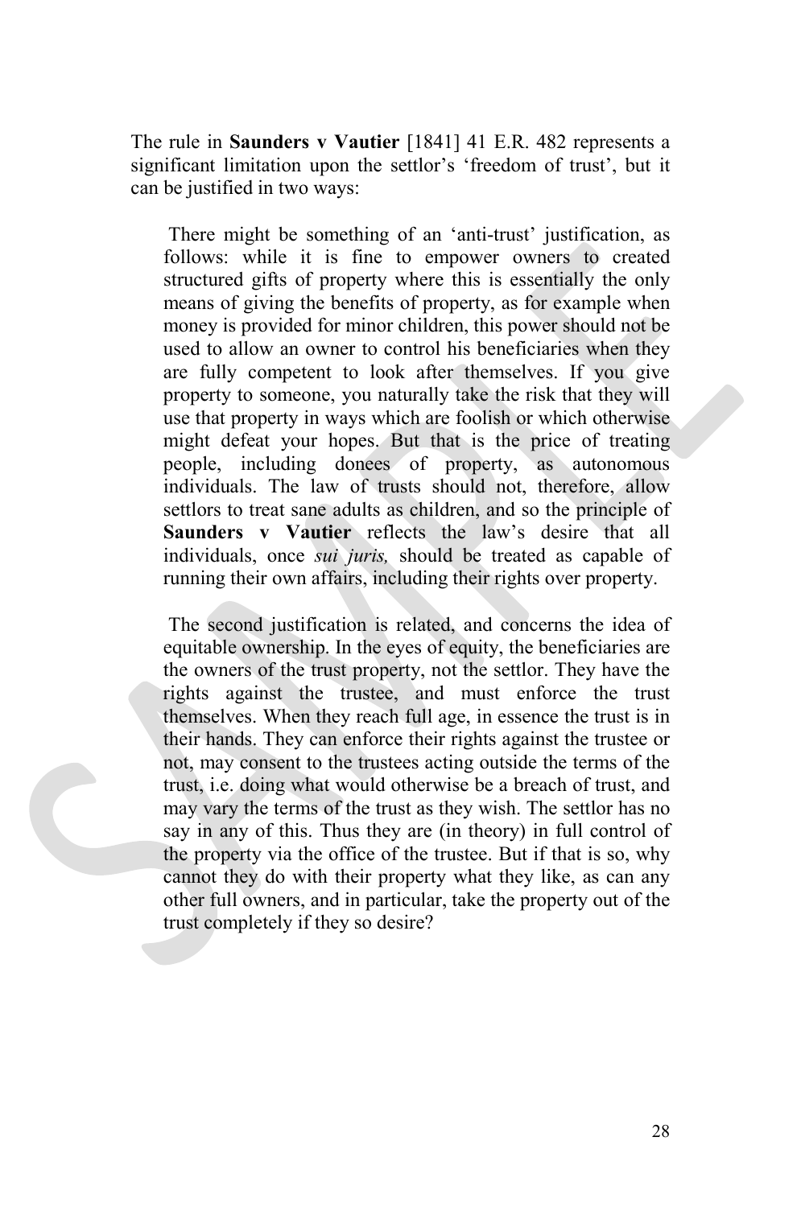The rule in **Saunders v Vautier** [1841] 41 E.R. 482 represents a significant limitation upon the settlor's 'freedom of trust', but it can be justified in two ways:

There might be something of an 'anti-trust' justification, as follows: while it is fine to empower owners to created structured gifts of property where this is essentially the only means of giving the benefits of property, as for example when money is provided for minor children, this power should not be used to allow an owner to control his beneficiaries when they are fully competent to look after themselves. If you give property to someone, you naturally take the risk that they will use that property in ways which are foolish or which otherwise might defeat your hopes. But that is the price of treating people, including donees of property, as autonomous individuals. The law of trusts should not, therefore, allow settlors to treat sane adults as children, and so the principle of **Saunders v Vautier** reflects the law's desire that all individuals, once *sui juris,* should be treated as capable of running their own affairs, including their rights over property.

The second justification is related, and concerns the idea of equitable ownership. In the eyes of equity, the beneficiaries are the owners of the trust property, not the settlor. They have the rights against the trustee, and must enforce the trust themselves. When they reach full age, in essence the trust is in their hands. They can enforce their rights against the trustee or not, may consent to the trustees acting outside the terms of the trust, i.e. doing what would otherwise be a breach of trust, and may vary the terms of the trust as they wish. The settlor has no say in any of this. Thus they are (in theory) in full control of the property via the office of the trustee. But if that is so, why cannot they do with their property what they like, as can any other full owners, and in particular, take the property out of the trust completely if they so desire?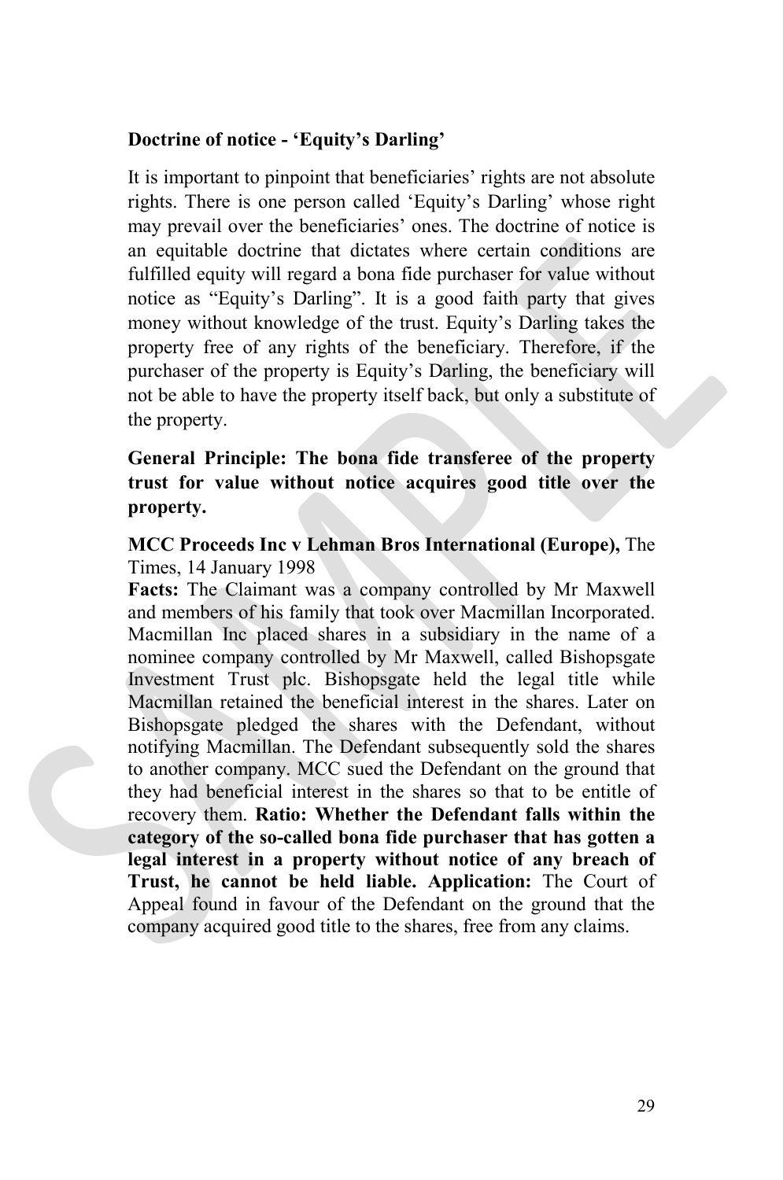**Doctrine of notice - 'Equity's Darling'**

It is important to pinpoint that beneficiaries' rights are not absolute rights. There is one person called 'Equity's Darling' whose right may prevail over the beneficiaries' ones. The doctrine of notice is an equitable doctrine that dictates where certain conditions are fulfilled equity will regard a bona fide purchaser for value without notice as "Equity's Darling". It is a good faith party that gives money without knowledge of the trust. Equity's Darling takes the property free of any rights of the beneficiary. Therefore, if the purchaser of the property is Equity's Darling, the beneficiary will not be able to have the property itself back, but only a substitute of the property.

**General Principle: The bona fide transferee of the property trust for value without notice acquires good title over the property.**

**MCC Proceeds Inc v Lehman Bros International (Europe),** The Times, 14 January 1998

**Facts:** The Claimant was a company controlled by Mr Maxwell and members of his family that took over Macmillan Incorporated. Macmillan Inc placed shares in a subsidiary in the name of a nominee company controlled by Mr Maxwell, called Bishopsgate Investment Trust plc. Bishopsgate held the legal title while Macmillan retained the beneficial interest in the shares. Later on Bishopsgate pledged the shares with the Defendant, without notifying Macmillan. The Defendant subsequently sold the shares to another company. MCC sued the Defendant on the ground that they had beneficial interest in the shares so that to be entitle of recovery them. **Ratio: Whether the Defendant falls within the category of the so-called bona fide purchaser that has gotten a legal interest in a property without notice of any breach of Trust, he cannot be held liable. Application:** The Court of Appeal found in favour of the Defendant on the ground that the company acquired good title to the shares, free from any claims.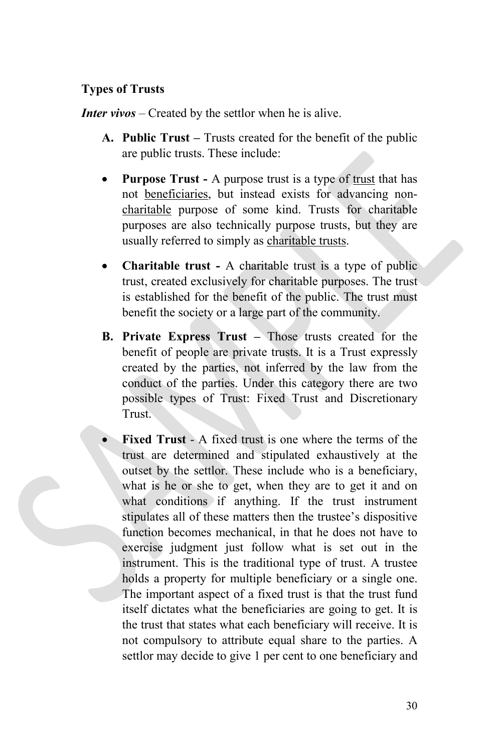**Types of Trusts**

***Inter vivos*** – Created by the settlor when he is alive.

**A. Public Trust –** Trusts created for the benefit of the public are public trusts. These include:

- **Purpose Trust -** A purpose trust is a type of trust that has not beneficiaries, but instead exists for advancing non-charitable purpose of some kind. Trusts for charitable purposes are also technically purpose trusts, but they are usually referred to simply as charitable trusts.

- **Charitable trust -** A charitable trust is a type of public trust, created exclusively for charitable purposes. The trust is established for the benefit of the public. The trust must benefit the society or a large part of the community.

**B. Private Express Trust –** Those trusts created for the benefit of people are private trusts. It is a Trust expressly created by the parties, not inferred by the law from the conduct of the parties. Under this category there are two possible types of Trust: Fixed Trust and Discretionary Trust.

- **Fixed Trust** - A fixed trust is one where the terms of the trust are determined and stipulated exhaustively at the outset by the settlor. These include who is a beneficiary, what is he or she to get, when they are to get it and on what conditions if anything. If the trust instrument stipulates all of these matters then the trustee's dispositive function becomes mechanical, in that he does not have to exercise judgment just follow what is set out in the instrument. This is the traditional type of trust. A trustee holds a property for multiple beneficiary or a single one. The important aspect of a fixed trust is that the trust fund itself dictates what the beneficiaries are going to get. It is the trust that states what each beneficiary will receive. It is not compulsory to attribute equal share to the parties. A settlor may decide to give 1 per cent to one beneficiary and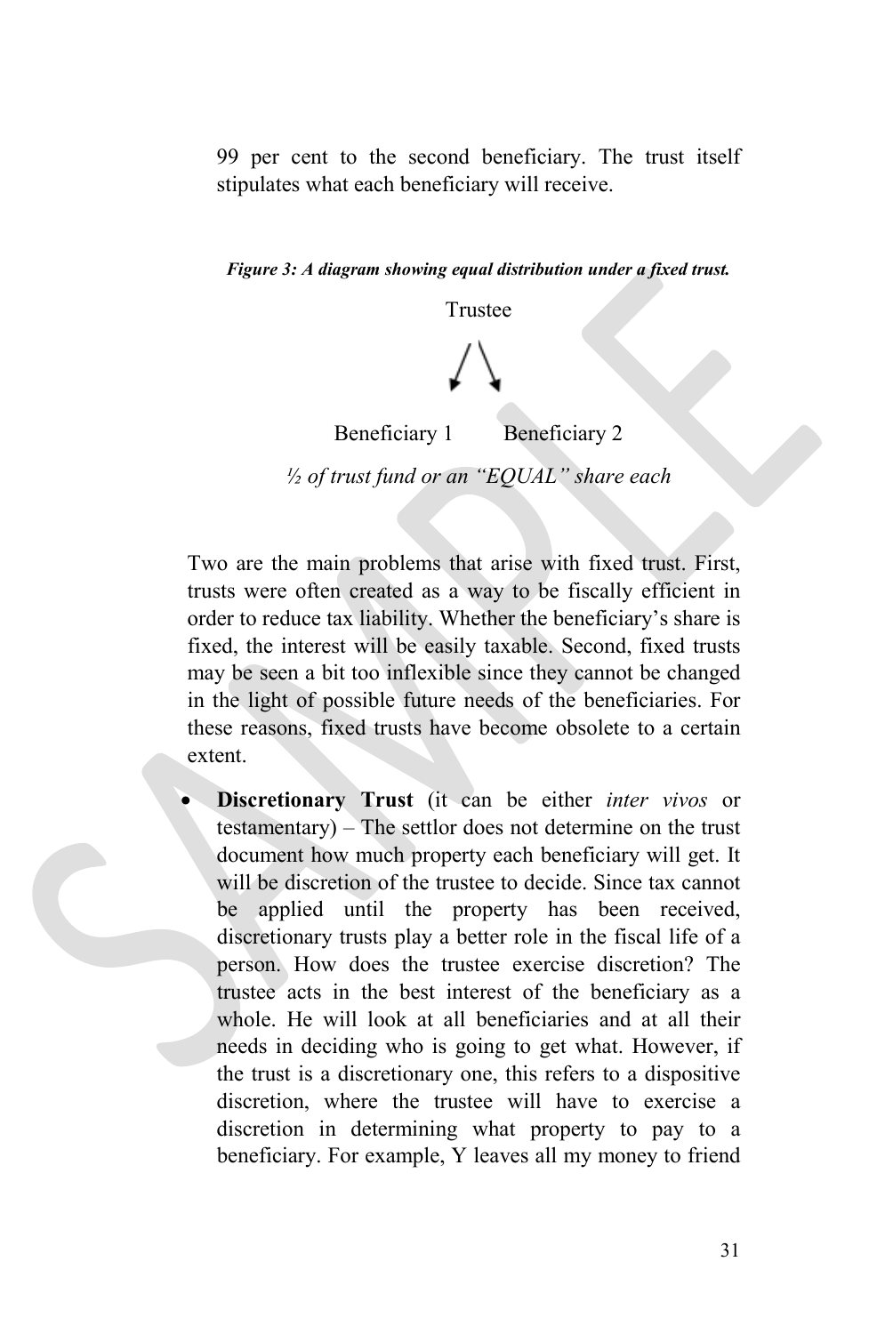99 per cent to the second beneficiary. The trust itself stipulates what each beneficiary will receive.

***Figure 3: A diagram showing equal distribution under a fixed trust.***

Trustee

Beneficiary 1        Beneficiary 2

*½ of trust fund or an "EQUAL" share each*

Two are the main problems that arise with fixed trust. First, trusts were often created as a way to be fiscally efficient in order to reduce tax liability. Whether the beneficiary's share is fixed, the interest will be easily taxable. Second, fixed trusts may be seen a bit too inflexible since they cannot be changed in the light of possible future needs of the beneficiaries. For these reasons, fixed trusts have become obsolete to a certain extent.

- **Discretionary Trust** (it can be either *inter vivos* or testamentary) – The settlor does not determine on the trust document how much property each beneficiary will get. It will be discretion of the trustee to decide. Since tax cannot be applied until the property has been received, discretionary trusts play a better role in the fiscal life of a person. How does the trustee exercise discretion? The trustee acts in the best interest of the beneficiary as a whole. He will look at all beneficiaries and at all their needs in deciding who is going to get what. However, if the trust is a discretionary one, this refers to a dispositive discretion, where the trustee will have to exercise a discretion in determining what property to pay to a beneficiary. For example, Y leaves all my money to friend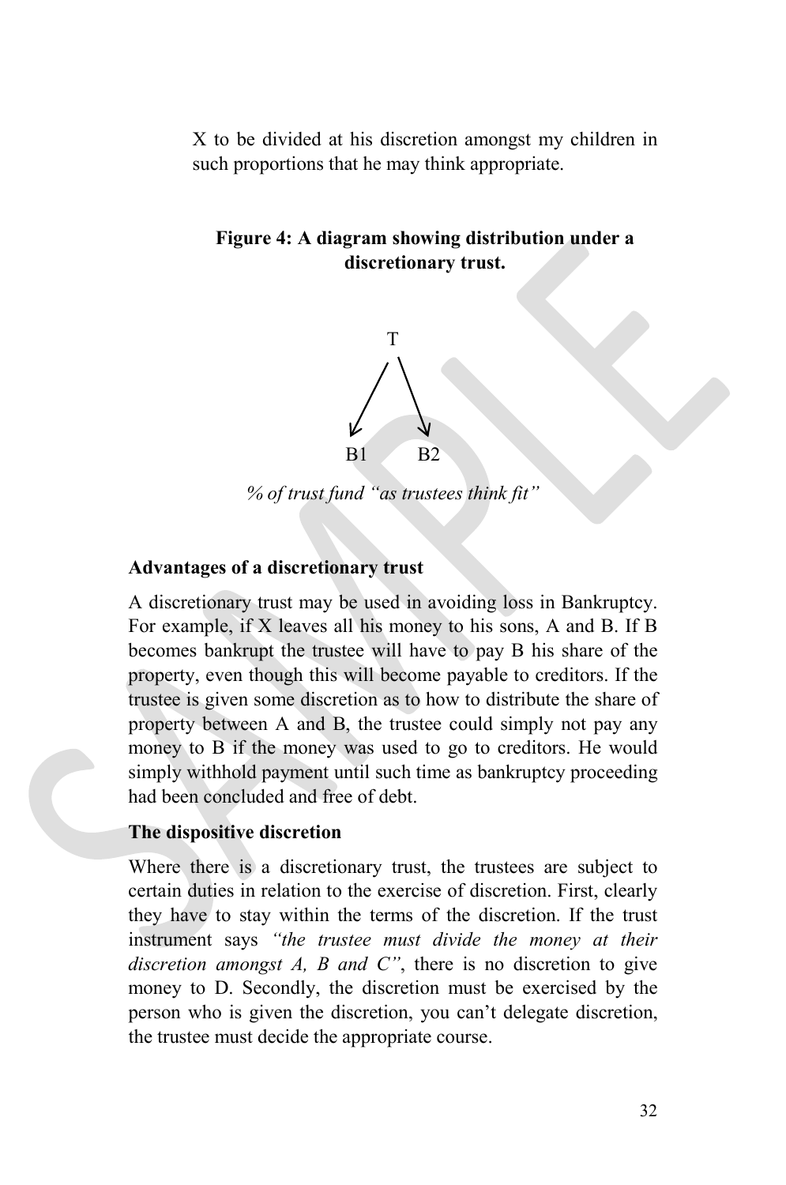X to be divided at his discretion amongst my children in such proportions that he may think appropriate.

**Figure 4: A diagram showing distribution under a discretionary trust.**

T

B1 B2

*% of trust fund "as trustees think fit"*

**Advantages of a discretionary trust**

A discretionary trust may be used in avoiding loss in Bankruptcy. For example, if X leaves all his money to his sons, A and B. If B becomes bankrupt the trustee will have to pay B his share of the property, even though this will become payable to creditors. If the trustee is given some discretion as to how to distribute the share of property between A and B, the trustee could simply not pay any money to B if the money was used to go to creditors. He would simply withhold payment until such time as bankruptcy proceeding had been concluded and free of debt.

**The dispositive discretion**

Where there is a discretionary trust, the trustees are subject to certain duties in relation to the exercise of discretion. First, clearly they have to stay within the terms of the discretion. If the trust instrument says *"the trustee must divide the money at their discretion amongst A, B and C"*, there is no discretion to give money to D. Secondly, the discretion must be exercised by the person who is given the discretion, you can't delegate discretion, the trustee must decide the appropriate course.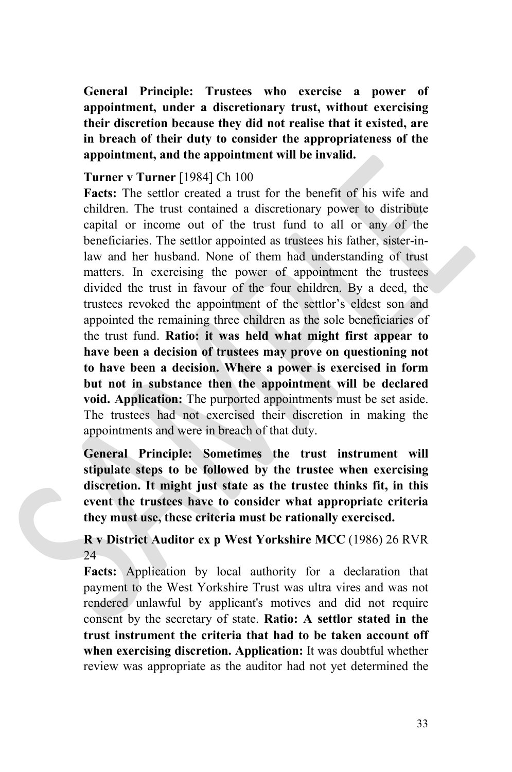**General Principle: Trustees who exercise a power of appointment, under a discretionary trust, without exercising their discretion because they did not realise that it existed, are in breach of their duty to consider the appropriateness of the appointment, and the appointment will be invalid.**

**Turner v Turner** [1984] Ch 100

**Facts:** The settlor created a trust for the benefit of his wife and children. The trust contained a discretionary power to distribute capital or income out of the trust fund to all or any of the beneficiaries. The settlor appointed as trustees his father, sister-in-law and her husband. None of them had understanding of trust matters. In exercising the power of appointment the trustees divided the trust in favour of the four children. By a deed, the trustees revoked the appointment of the settlor's eldest son and appointed the remaining three children as the sole beneficiaries of the trust fund. **Ratio: it was held what might first appear to have been a decision of trustees may prove on questioning not to have been a decision. Where a power is exercised in form but not in substance then the appointment will be declared void. Application:** The purported appointments must be set aside. The trustees had not exercised their discretion in making the appointments and were in breach of that duty.

**General Principle: Sometimes the trust instrument will stipulate steps to be followed by the trustee when exercising discretion. It might just state as the trustee thinks fit, in this event the trustees have to consider what appropriate criteria they must use, these criteria must be rationally exercised.**

**R v District Auditor ex p West Yorkshire MCC** (1986) 26 RVR 24

**Facts:** Application by local authority for a declaration that payment to the West Yorkshire Trust was ultra vires and was not rendered unlawful by applicant's motives and did not require consent by the secretary of state. **Ratio: A settlor stated in the trust instrument the criteria that had to be taken account off when exercising discretion. Application:** It was doubtful whether review was appropriate as the auditor had not yet determined the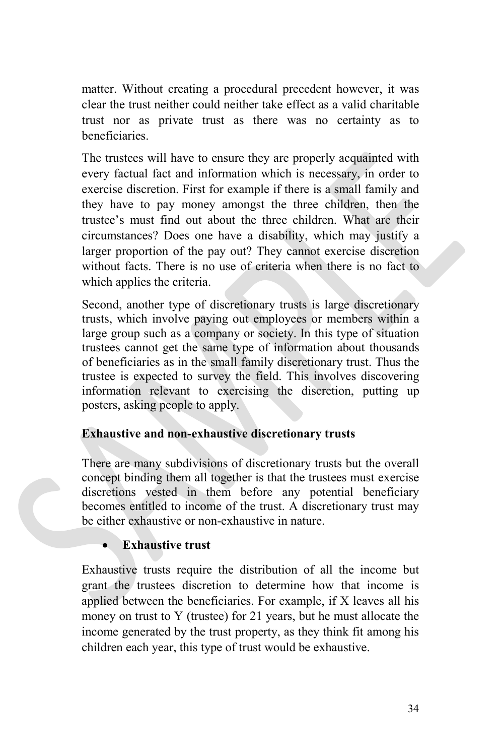matter. Without creating a procedural precedent however, it was clear the trust neither could neither take effect as a valid charitable trust nor as private trust as there was no certainty as to beneficiaries.

The trustees will have to ensure they are properly acquainted with every factual fact and information which is necessary, in order to exercise discretion. First for example if there is a small family and they have to pay money amongst the three children, then the trustee's must find out about the three children. What are their circumstances? Does one have a disability, which may justify a larger proportion of the pay out? They cannot exercise discretion without facts. There is no use of criteria when there is no fact to which applies the criteria.

Second, another type of discretionary trusts is large discretionary trusts, which involve paying out employees or members within a large group such as a company or society. In this type of situation trustees cannot get the same type of information about thousands of beneficiaries as in the small family discretionary trust. Thus the trustee is expected to survey the field. This involves discovering information relevant to exercising the discretion, putting up posters, asking people to apply.

**Exhaustive and non-exhaustive discretionary trusts**

There are many subdivisions of discretionary trusts but the overall concept binding them all together is that the trustees must exercise discretions vested in them before any potential beneficiary becomes entitled to income of the trust. A discretionary trust may be either exhaustive or non-exhaustive in nature.

- **Exhaustive trust**

Exhaustive trusts require the distribution of all the income but grant the trustees discretion to determine how that income is applied between the beneficiaries. For example, if X leaves all his money on trust to Y (trustee) for 21 years, but he must allocate the income generated by the trust property, as they think fit among his children each year, this type of trust would be exhaustive.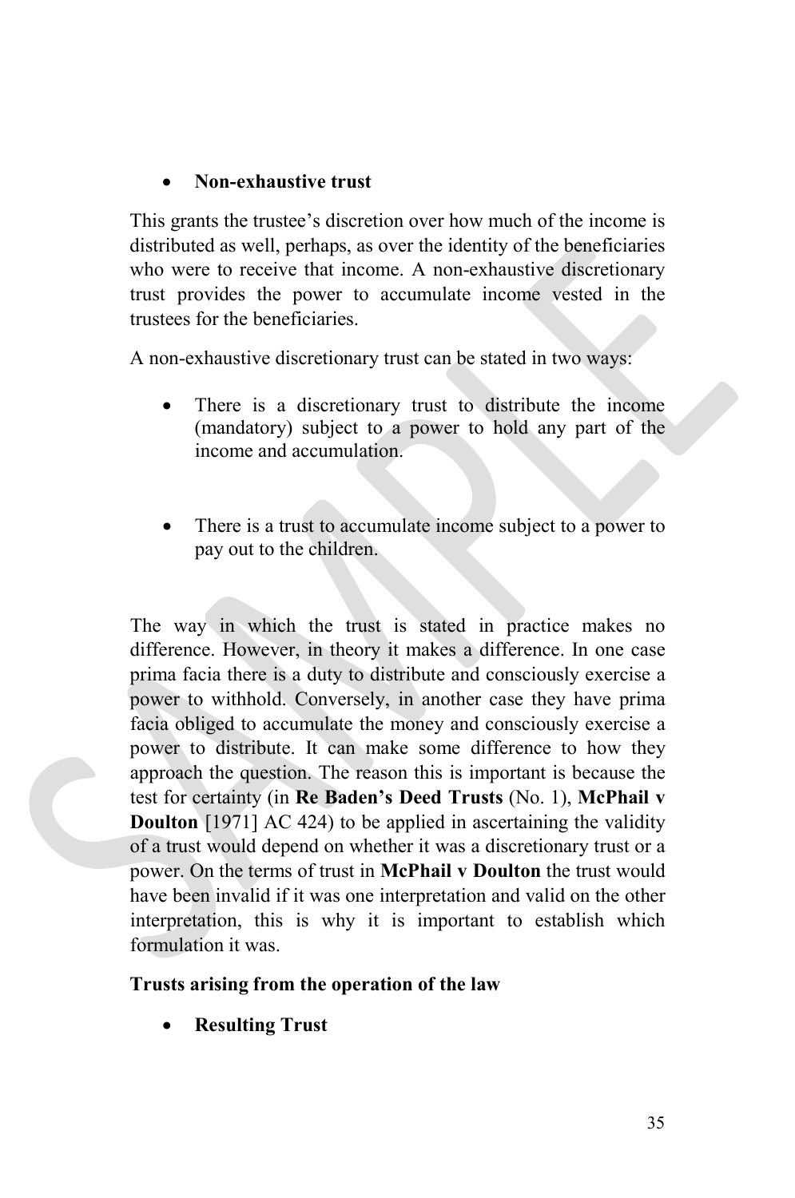- **Non-exhaustive trust**

This grants the trustee's discretion over how much of the income is distributed as well, perhaps, as over the identity of the beneficiaries who were to receive that income. A non-exhaustive discretionary trust provides the power to accumulate income vested in the trustees for the beneficiaries.

A non-exhaustive discretionary trust can be stated in two ways:

- There is a discretionary trust to distribute the income (mandatory) subject to a power to hold any part of the income and accumulation.

- There is a trust to accumulate income subject to a power to pay out to the children.

The way in which the trust is stated in practice makes no difference. However, in theory it makes a difference. In one case prima facia there is a duty to distribute and consciously exercise a power to withhold. Conversely, in another case they have prima facia obliged to accumulate the money and consciously exercise a power to distribute. It can make some difference to how they approach the question. The reason this is important is because the test for certainty (in **Re Baden's Deed Trusts** (No. 1), **McPhail v Doulton** [1971] AC 424) to be applied in ascertaining the validity of a trust would depend on whether it was a discretionary trust or a power. On the terms of trust in **McPhail v Doulton** the trust would have been invalid if it was one interpretation and valid on the other interpretation, this is why it is important to establish which formulation it was.

**Trusts arising from the operation of the law**

- **Resulting Trust**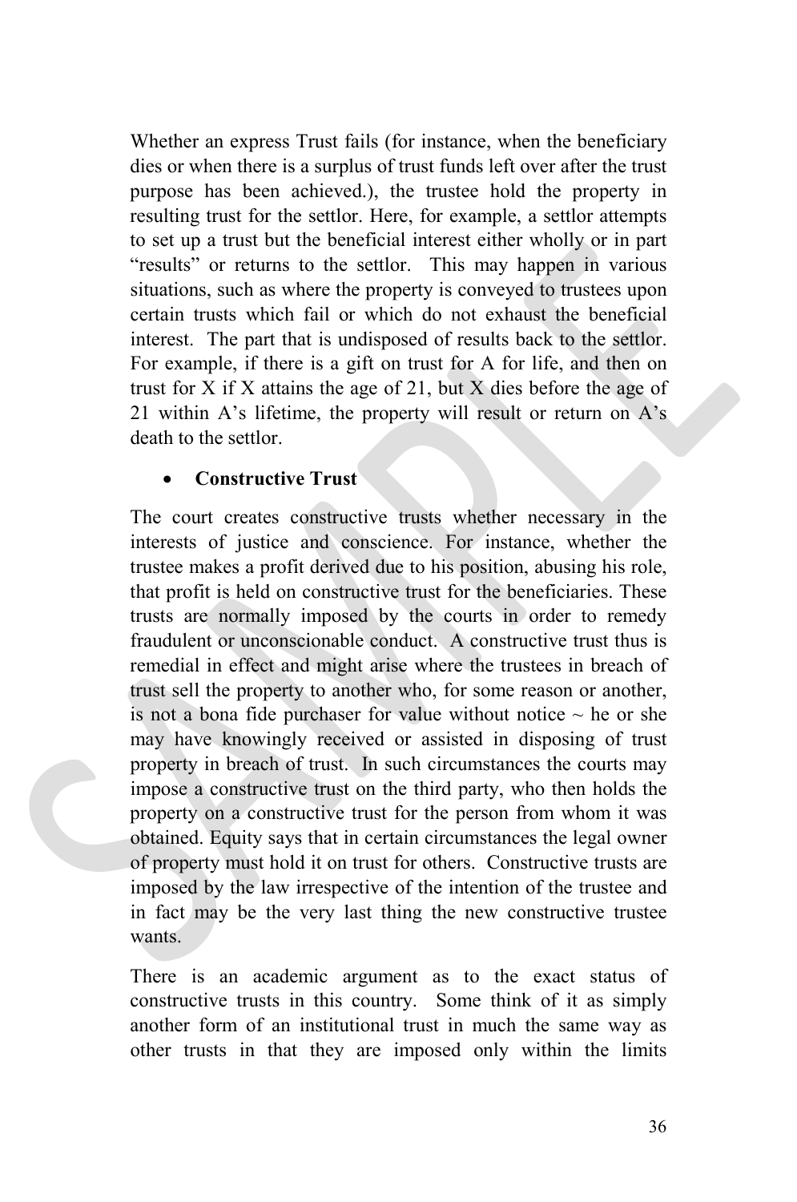Whether an express Trust fails (for instance, when the beneficiary dies or when there is a surplus of trust funds left over after the trust purpose has been achieved.), the trustee hold the property in resulting trust for the settlor. Here, for example, a settlor attempts to set up a trust but the beneficial interest either wholly or in part "results" or returns to the settlor. This may happen in various situations, such as where the property is conveyed to trustees upon certain trusts which fail or which do not exhaust the beneficial interest. The part that is undisposed of results back to the settlor. For example, if there is a gift on trust for A for life, and then on trust for X if X attains the age of 21, but X dies before the age of 21 within A's lifetime, the property will result or return on A's death to the settlor.

- **Constructive Trust**

The court creates constructive trusts whether necessary in the interests of justice and conscience. For instance, whether the trustee makes a profit derived due to his position, abusing his role, that profit is held on constructive trust for the beneficiaries. These trusts are normally imposed by the courts in order to remedy fraudulent or unconscionable conduct. A constructive trust thus is remedial in effect and might arise where the trustees in breach of trust sell the property to another who, for some reason or another, is not a bona fide purchaser for value without notice ~ he or she may have knowingly received or assisted in disposing of trust property in breach of trust. In such circumstances the courts may impose a constructive trust on the third party, who then holds the property on a constructive trust for the person from whom it was obtained. Equity says that in certain circumstances the legal owner of property must hold it on trust for others. Constructive trusts are imposed by the law irrespective of the intention of the trustee and in fact may be the very last thing the new constructive trustee wants.

There is an academic argument as to the exact status of constructive trusts in this country. Some think of it as simply another form of an institutional trust in much the same way as other trusts in that they are imposed only within the limits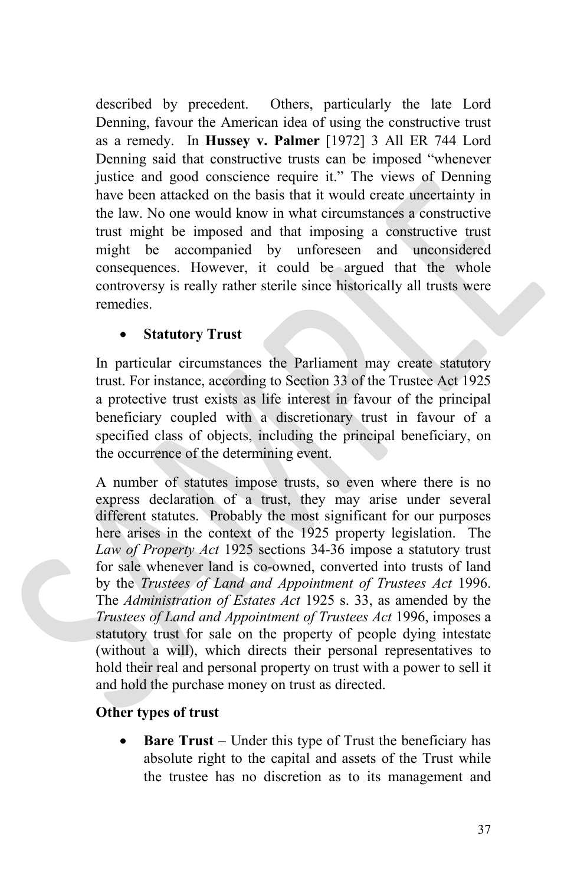described by precedent. Others, particularly the late Lord Denning, favour the American idea of using the constructive trust as a remedy. In **Hussey v. Palmer** [1972] 3 All ER 744 Lord Denning said that constructive trusts can be imposed "whenever justice and good conscience require it." The views of Denning have been attacked on the basis that it would create uncertainty in the law. No one would know in what circumstances a constructive trust might be imposed and that imposing a constructive trust might be accompanied by unforeseen and unconsidered consequences. However, it could be argued that the whole controversy is really rather sterile since historically all trusts were remedies.

- **Statutory Trust**

In particular circumstances the Parliament may create statutory trust. For instance, according to Section 33 of the Trustee Act 1925 a protective trust exists as life interest in favour of the principal beneficiary coupled with a discretionary trust in favour of a specified class of objects, including the principal beneficiary, on the occurrence of the determining event.

A number of statutes impose trusts, so even where there is no express declaration of a trust, they may arise under several different statutes. Probably the most significant for our purposes here arises in the context of the 1925 property legislation. The *Law of Property Act* 1925 sections 34-36 impose a statutory trust for sale whenever land is co-owned, converted into trusts of land by the *Trustees of Land and Appointment of Trustees Act* 1996. The *Administration of Estates Act* 1925 s. 33, as amended by the *Trustees of Land and Appointment of Trustees Act* 1996, imposes a statutory trust for sale on the property of people dying intestate (without a will), which directs their personal representatives to hold their real and personal property on trust with a power to sell it and hold the purchase money on trust as directed.

**Other types of trust**

- **Bare Trust –** Under this type of Trust the beneficiary has absolute right to the capital and assets of the Trust while the trustee has no discretion as to its management and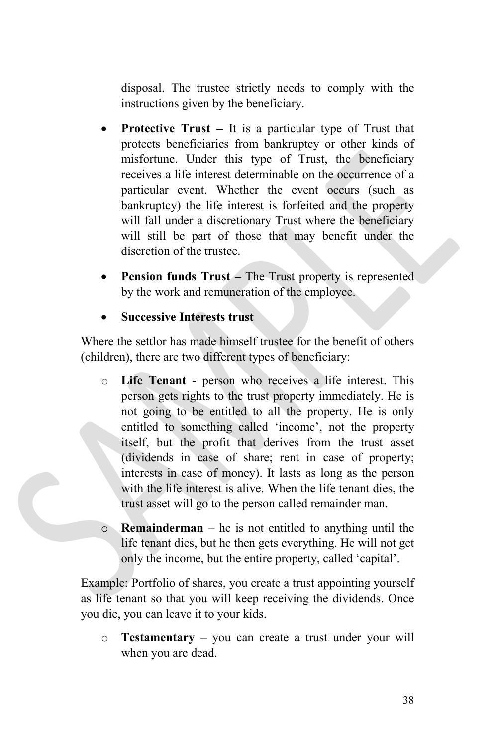disposal. The trustee strictly needs to comply with the instructions given by the beneficiary.

- **Protective Trust –** It is a particular type of Trust that protects beneficiaries from bankruptcy or other kinds of misfortune. Under this type of Trust, the beneficiary receives a life interest determinable on the occurrence of a particular event. Whether the event occurs (such as bankruptcy) the life interest is forfeited and the property will fall under a discretionary Trust where the beneficiary will still be part of those that may benefit under the discretion of the trustee.
- **Pension funds Trust –** The Trust property is represented by the work and remuneration of the employee.
- **Successive Interests trust**

Where the settlor has made himself trustee for the benefit of others (children), there are two different types of beneficiary:

- **Life Tenant -** person who receives a life interest. This person gets rights to the trust property immediately. He is not going to be entitled to all the property. He is only entitled to something called 'income', not the property itself, but the profit that derives from the trust asset (dividends in case of share; rent in case of property; interests in case of money). It lasts as long as the person with the life interest is alive. When the life tenant dies, the trust asset will go to the person called remainder man.
- **Remainderman** – he is not entitled to anything until the life tenant dies, but he then gets everything. He will not get only the income, but the entire property, called 'capital'.

Example: Portfolio of shares, you create a trust appointing yourself as life tenant so that you will keep receiving the dividends. Once you die, you can leave it to your kids.

- **Testamentary** – you can create a trust under your will when you are dead.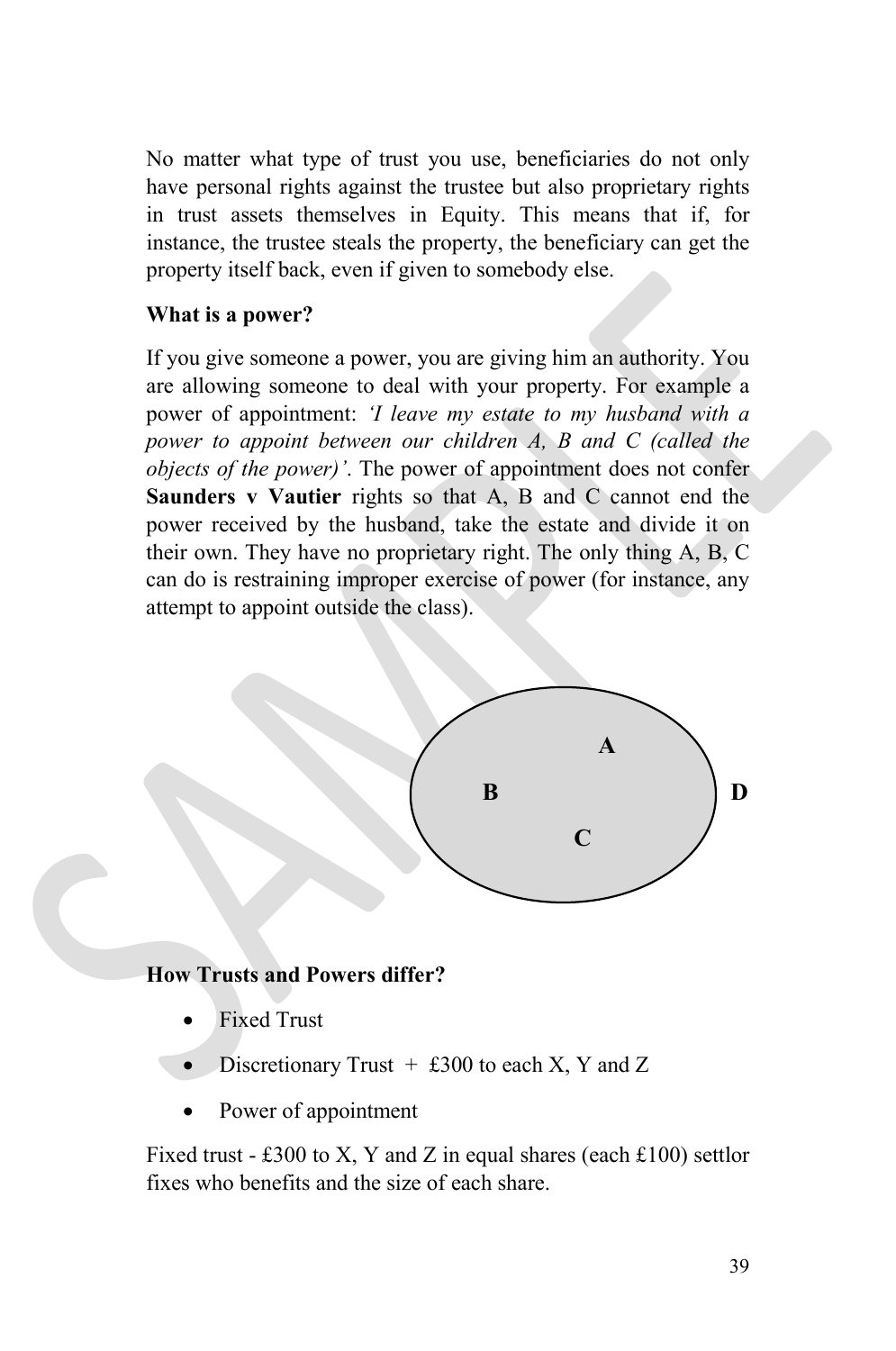No matter what type of trust you use, beneficiaries do not only have personal rights against the trustee but also proprietary rights in trust assets themselves in Equity. This means that if, for instance, the trustee steals the property, the beneficiary can get the property itself back, even if given to somebody else.

**What is a power?**

If you give someone a power, you are giving him an authority. You are allowing someone to deal with your property. For example a power of appointment: *'I leave my estate to my husband with a power to appoint between our children A, B and C (called the objects of the power)'*. The power of appointment does not confer **Saunders v Vautier** rights so that A, B and C cannot end the power received by the husband, take the estate and divide it on their own. They have no proprietary right. The only thing A, B, C can do is restraining improper exercise of power (for instance, any attempt to appoint outside the class).

A

B D

C

**How Trusts and Powers differ?**

- Fixed Trust
- Discretionary Trust + £300 to each X, Y and Z
- Power of appointment

Fixed trust - £300 to X, Y and Z in equal shares (each £100) settlor fixes who benefits and the size of each share.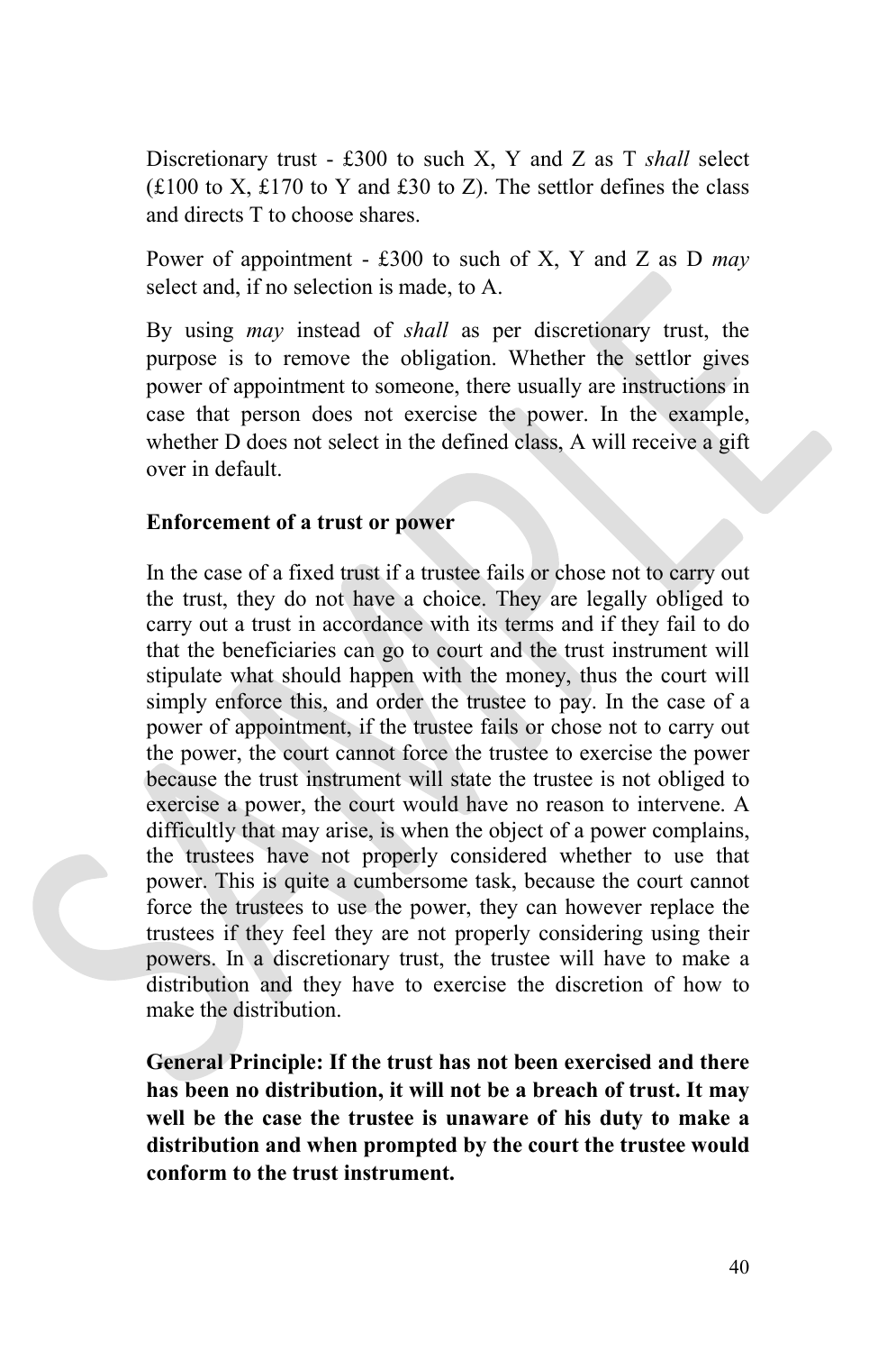Discretionary trust - £300 to such X, Y and Z as T *shall* select (£100 to X, £170 to Y and £30 to Z). The settlor defines the class and directs T to choose shares.

Power of appointment - £300 to such of X, Y and Z as D *may* select and, if no selection is made, to A.

By using *may* instead of *shall* as per discretionary trust, the purpose is to remove the obligation. Whether the settlor gives power of appointment to someone, there usually are instructions in case that person does not exercise the power. In the example, whether D does not select in the defined class, A will receive a gift over in default.

**Enforcement of a trust or power**

In the case of a fixed trust if a trustee fails or chose not to carry out the trust, they do not have a choice. They are legally obliged to carry out a trust in accordance with its terms and if they fail to do that the beneficiaries can go to court and the trust instrument will stipulate what should happen with the money, thus the court will simply enforce this, and order the trustee to pay. In the case of a power of appointment, if the trustee fails or chose not to carry out the power, the court cannot force the trustee to exercise the power because the trust instrument will state the trustee is not obliged to exercise a power, the court would have no reason to intervene. A difficultly that may arise, is when the object of a power complains, the trustees have not properly considered whether to use that power. This is quite a cumbersome task, because the court cannot force the trustees to use the power, they can however replace the trustees if they feel they are not properly considering using their powers. In a discretionary trust, the trustee will have to make a distribution and they have to exercise the discretion of how to make the distribution.

**General Principle: If the trust has not been exercised and there has been no distribution, it will not be a breach of trust. It may well be the case the trustee is unaware of his duty to make a distribution and when prompted by the court the trustee would conform to the trust instrument.**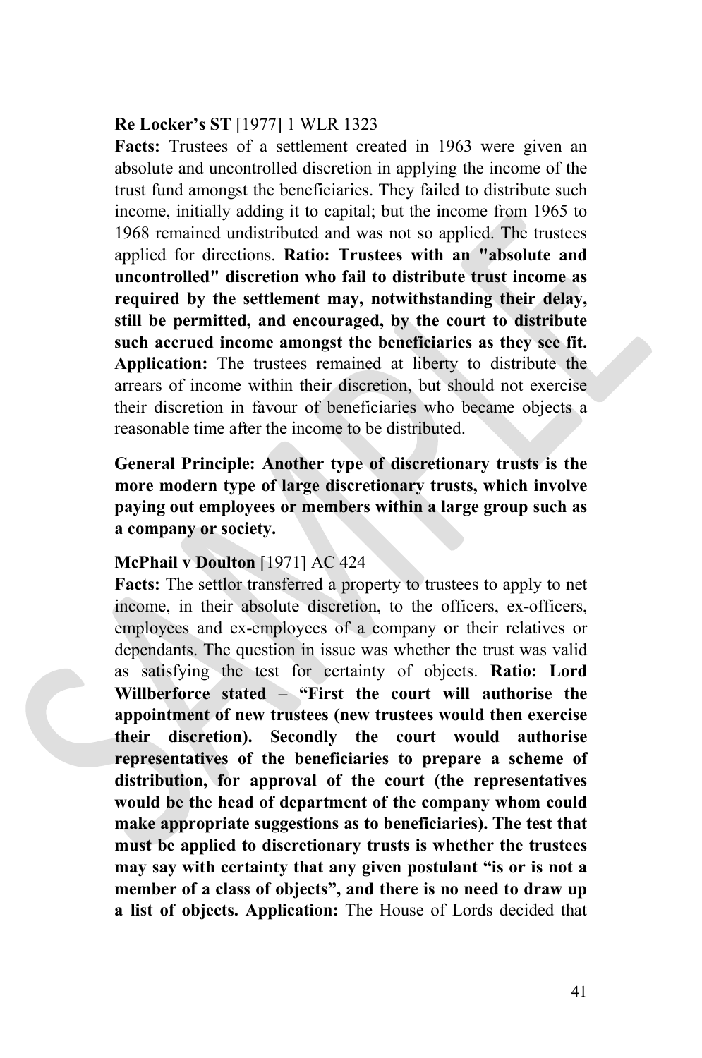**Re Locker's ST** [1977] 1 WLR 1323

**Facts:** Trustees of a settlement created in 1963 were given an absolute and uncontrolled discretion in applying the income of the trust fund amongst the beneficiaries. They failed to distribute such income, initially adding it to capital; but the income from 1965 to 1968 remained undistributed and was not so applied. The trustees applied for directions. **Ratio: Trustees with an "absolute and uncontrolled" discretion who fail to distribute trust income as required by the settlement may, notwithstanding their delay, still be permitted, and encouraged, by the court to distribute such accrued income amongst the beneficiaries as they see fit. Application:** The trustees remained at liberty to distribute the arrears of income within their discretion, but should not exercise their discretion in favour of beneficiaries who became objects a reasonable time after the income to be distributed.

**General Principle: Another type of discretionary trusts is the more modern type of large discretionary trusts, which involve paying out employees or members within a large group such as a company or society.**

**McPhail v Doulton** [1971] AC 424

**Facts:** The settlor transferred a property to trustees to apply to net income, in their absolute discretion, to the officers, ex-officers, employees and ex-employees of a company or their relatives or dependants. The question in issue was whether the trust was valid as satisfying the test for certainty of objects. **Ratio: Lord Willberforce stated – "First the court will authorise the appointment of new trustees (new trustees would then exercise their discretion). Secondly the court would authorise representatives of the beneficiaries to prepare a scheme of distribution, for approval of the court (the representatives would be the head of department of the company whom could make appropriate suggestions as to beneficiaries). The test that must be applied to discretionary trusts is whether the trustees may say with certainty that any given postulant "is or is not a member of a class of objects", and there is no need to draw up a list of objects. Application:** The House of Lords decided that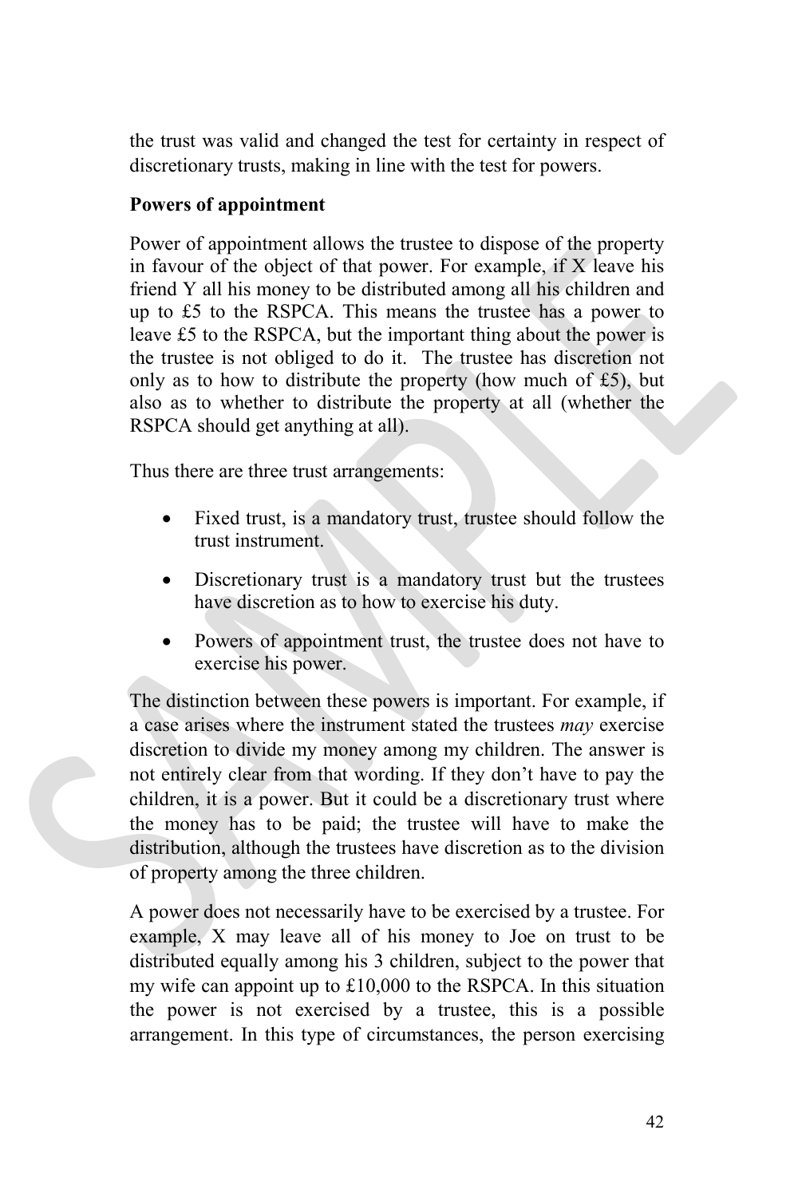the trust was valid and changed the test for certainty in respect of discretionary trusts, making in line with the test for powers.

**Powers of appointment**

Power of appointment allows the trustee to dispose of the property in favour of the object of that power. For example, if X leave his friend Y all his money to be distributed among all his children and up to £5 to the RSPCA. This means the trustee has a power to leave £5 to the RSPCA, but the important thing about the power is the trustee is not obliged to do it. The trustee has discretion not only as to how to distribute the property (how much of £5), but also as to whether to distribute the property at all (whether the RSPCA should get anything at all).

Thus there are three trust arrangements:

- Fixed trust, is a mandatory trust, trustee should follow the trust instrument.
- Discretionary trust is a mandatory trust but the trustees have discretion as to how to exercise his duty.
- Powers of appointment trust, the trustee does not have to exercise his power.

The distinction between these powers is important. For example, if a case arises where the instrument stated the trustees *may* exercise discretion to divide my money among my children. The answer is not entirely clear from that wording. If they don't have to pay the children, it is a power. But it could be a discretionary trust where the money has to be paid; the trustee will have to make the distribution, although the trustees have discretion as to the division of property among the three children.

A power does not necessarily have to be exercised by a trustee. For example, X may leave all of his money to Joe on trust to be distributed equally among his 3 children, subject to the power that my wife can appoint up to £10,000 to the RSPCA. In this situation the power is not exercised by a trustee, this is a possible arrangement. In this type of circumstances, the person exercising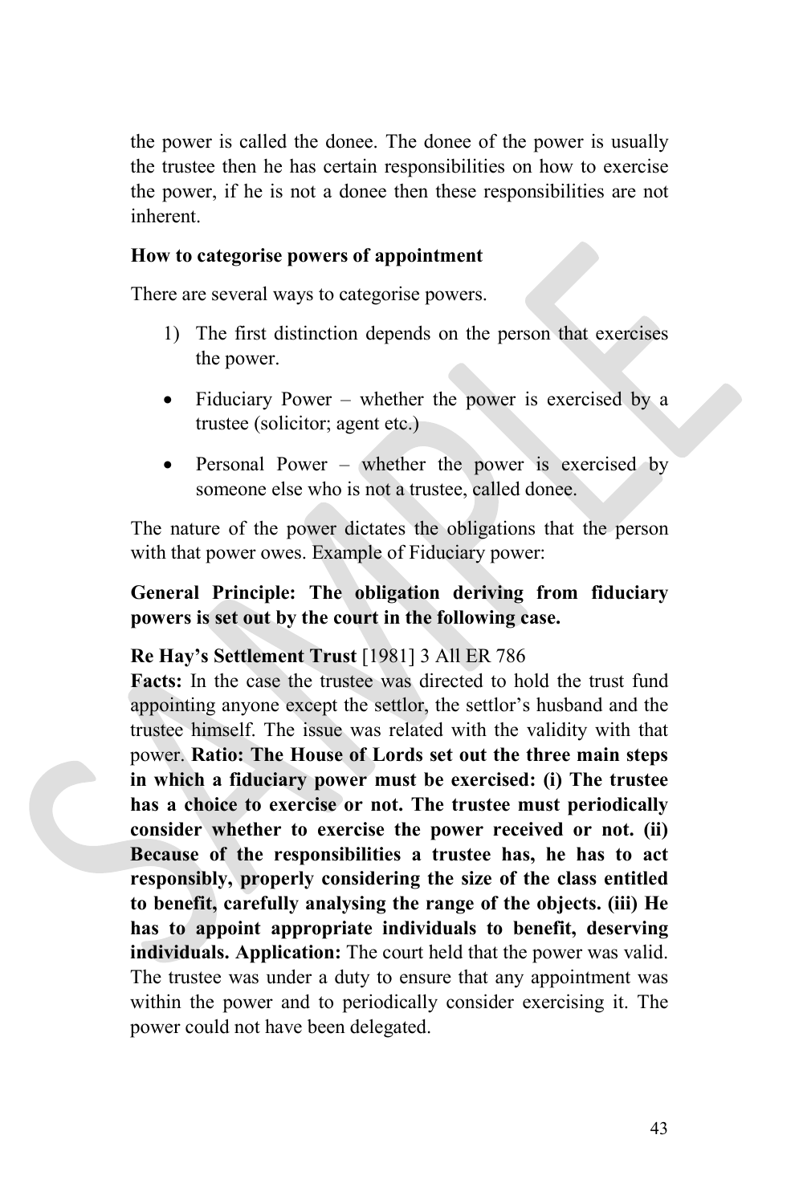the power is called the donee. The donee of the power is usually the trustee then he has certain responsibilities on how to exercise the power, if he is not a donee then these responsibilities are not inherent.

**How to categorise powers of appointment**

There are several ways to categorise powers.

1) The first distinction depends on the person that exercises the power.

- Fiduciary Power – whether the power is exercised by a trustee (solicitor; agent etc.)

- Personal Power – whether the power is exercised by someone else who is not a trustee, called donee.

The nature of the power dictates the obligations that the person with that power owes. Example of Fiduciary power:

**General Principle: The obligation deriving from fiduciary powers is set out by the court in the following case.**

**Re Hay's Settlement Trust** [1981] 3 All ER 786
**Facts:** In the case the trustee was directed to hold the trust fund appointing anyone except the settlor, the settlor's husband and the trustee himself. The issue was related with the validity with that power. **Ratio: The House of Lords set out the three main steps in which a fiduciary power must be exercised: (i) The trustee has a choice to exercise or not. The trustee must periodically consider whether to exercise the power received or not. (ii) Because of the responsibilities a trustee has, he has to act responsibly, properly considering the size of the class entitled to benefit, carefully analysing the range of the objects. (iii) He has to appoint appropriate individuals to benefit, deserving individuals. Application:** The court held that the power was valid. The trustee was under a duty to ensure that any appointment was within the power and to periodically consider exercising it. The power could not have been delegated.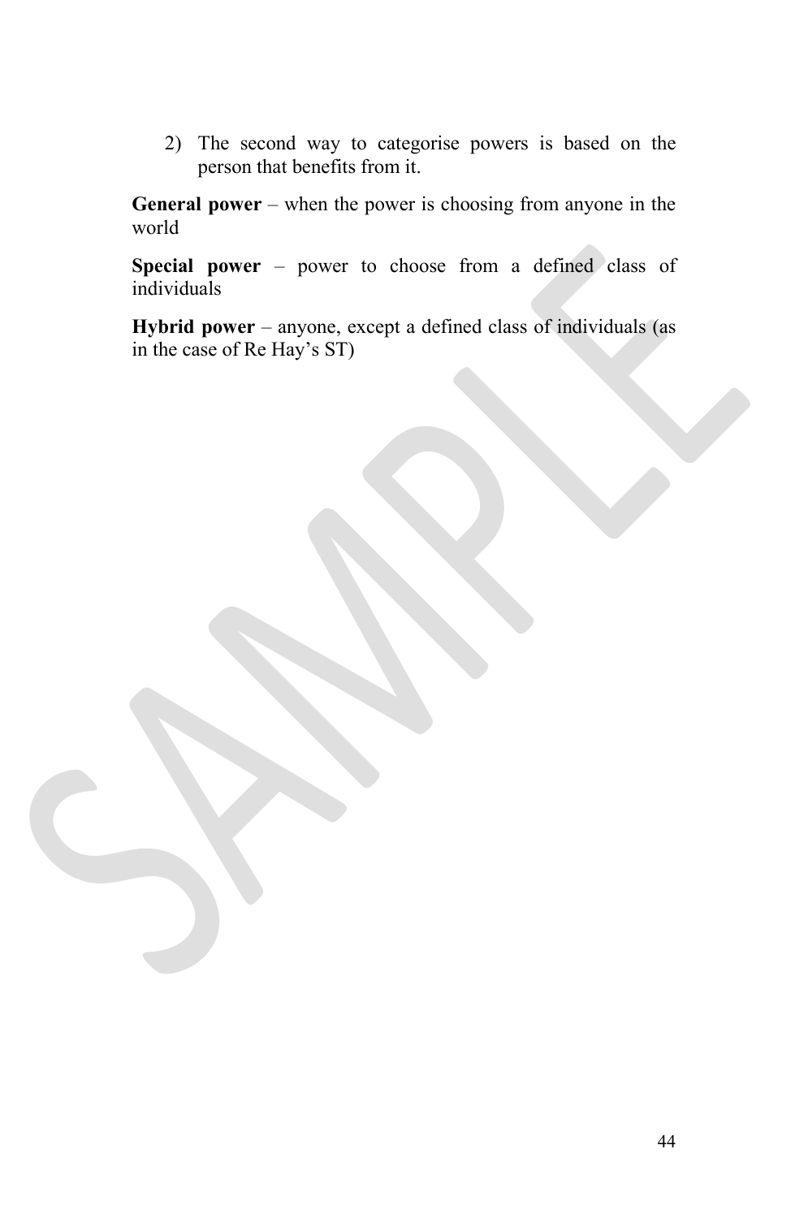2) The second way to categorise powers is based on the person that benefits from it.

**General power** – when the power is choosing from anyone in the world

**Special power** – power to choose from a defined class of individuals

**Hybrid power** – anyone, except a defined class of individuals (as in the case of Re Hay's ST)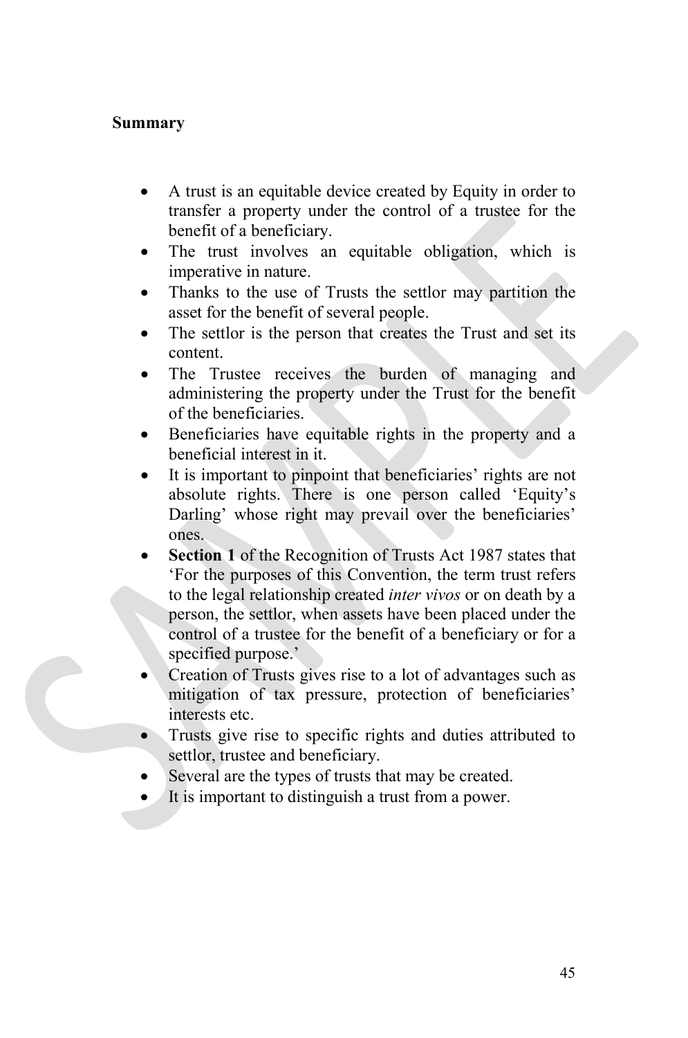**Summary**

- A trust is an equitable device created by Equity in order to transfer a property under the control of a trustee for the benefit of a beneficiary.
- The trust involves an equitable obligation, which is imperative in nature.
- Thanks to the use of Trusts the settlor may partition the asset for the benefit of several people.
- The settlor is the person that creates the Trust and set its content.
- The Trustee receives the burden of managing and administering the property under the Trust for the benefit of the beneficiaries.
- Beneficiaries have equitable rights in the property and a beneficial interest in it.
- It is important to pinpoint that beneficiaries' rights are not absolute rights. There is one person called 'Equity's Darling' whose right may prevail over the beneficiaries' ones.
- **Section 1** of the Recognition of Trusts Act 1987 states that 'For the purposes of this Convention, the term trust refers to the legal relationship created *inter vivos* or on death by a person, the settlor, when assets have been placed under the control of a trustee for the benefit of a beneficiary or for a specified purpose.'
- Creation of Trusts gives rise to a lot of advantages such as mitigation of tax pressure, protection of beneficiaries' interests etc.
- Trusts give rise to specific rights and duties attributed to settlor, trustee and beneficiary.
- Several are the types of trusts that may be created.
- It is important to distinguish a trust from a power.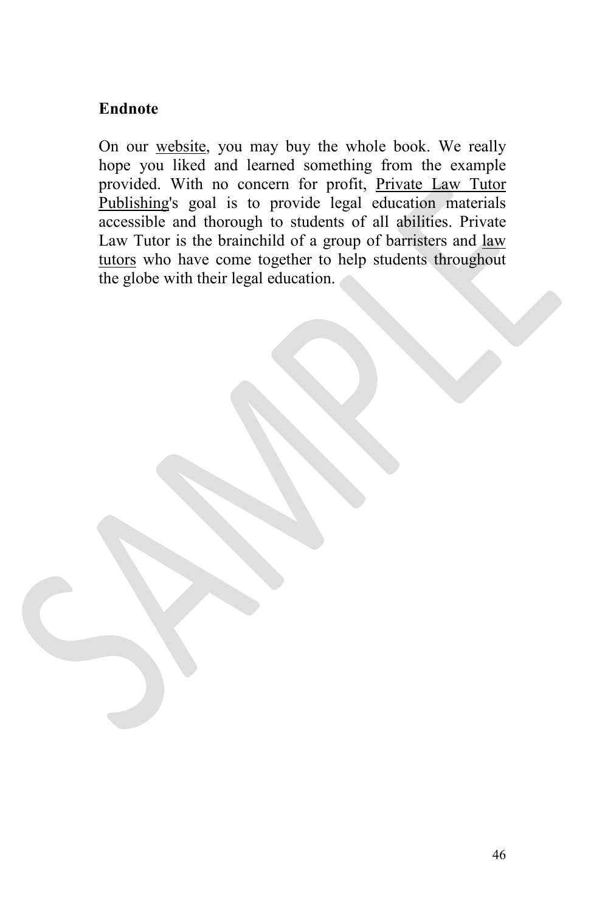## Endnote

On our website, you may buy the whole book. We really hope you liked and learned something from the example provided. With no concern for profit, Private Law Tutor Publishing's goal is to provide legal education materials accessible and thorough to students of all abilities. Private Law Tutor is the brainchild of a group of barristers and law tutors who have come together to help students throughout the globe with their legal education.